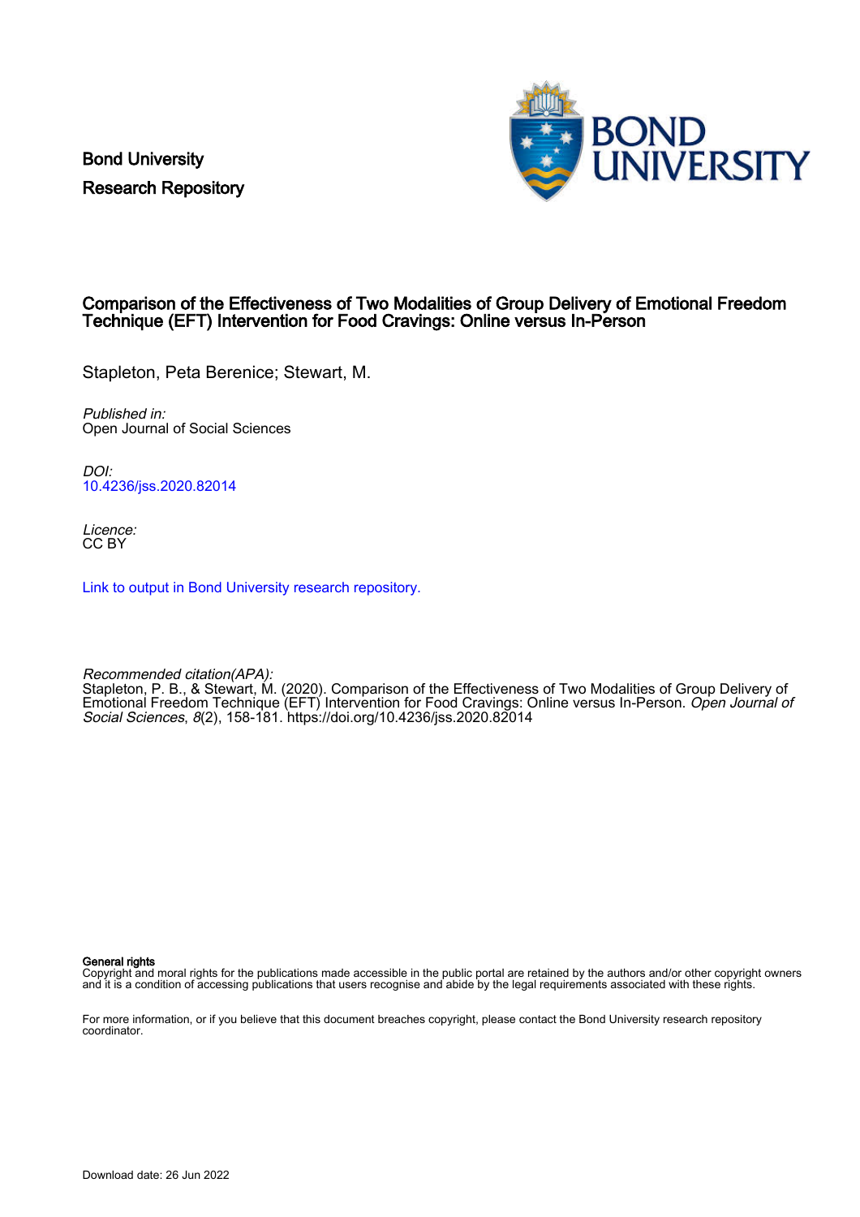Bond University
Research Repository

# Comparison of the Effectiveness of Two Modalities of Group Delivery of Emotional Freedom Technique (EFT) Intervention for Food Cravings: Online versus In-Person

Stapleton, Peta Berenice; Stewart, M.

*Published in:*
Open Journal of Social Sciences

*DOI:*
10.4236/jss.2020.82014

*Licence:*
CC BY

Link to output in Bond University research repository.

*Recommended citation(APA):*
Stapleton, P. B., & Stewart, M. (2020). Comparison of the Effectiveness of Two Modalities of Group Delivery of Emotional Freedom Technique (EFT) Intervention for Food Cravings: Online versus In-Person. *Open Journal of Social Sciences*, *8*(2), 158-181. https://doi.org/10.4236/jss.2020.82014

**General rights**
Copyright and moral rights for the publications made accessible in the public portal are retained by the authors and/or other copyright owners and it is a condition of accessing publications that users recognise and abide by the legal requirements associated with these rights.

For more information, or if you believe that this document breaches copyright, please contact the Bond University research repository coordinator.

Download date: 26 Jun 2022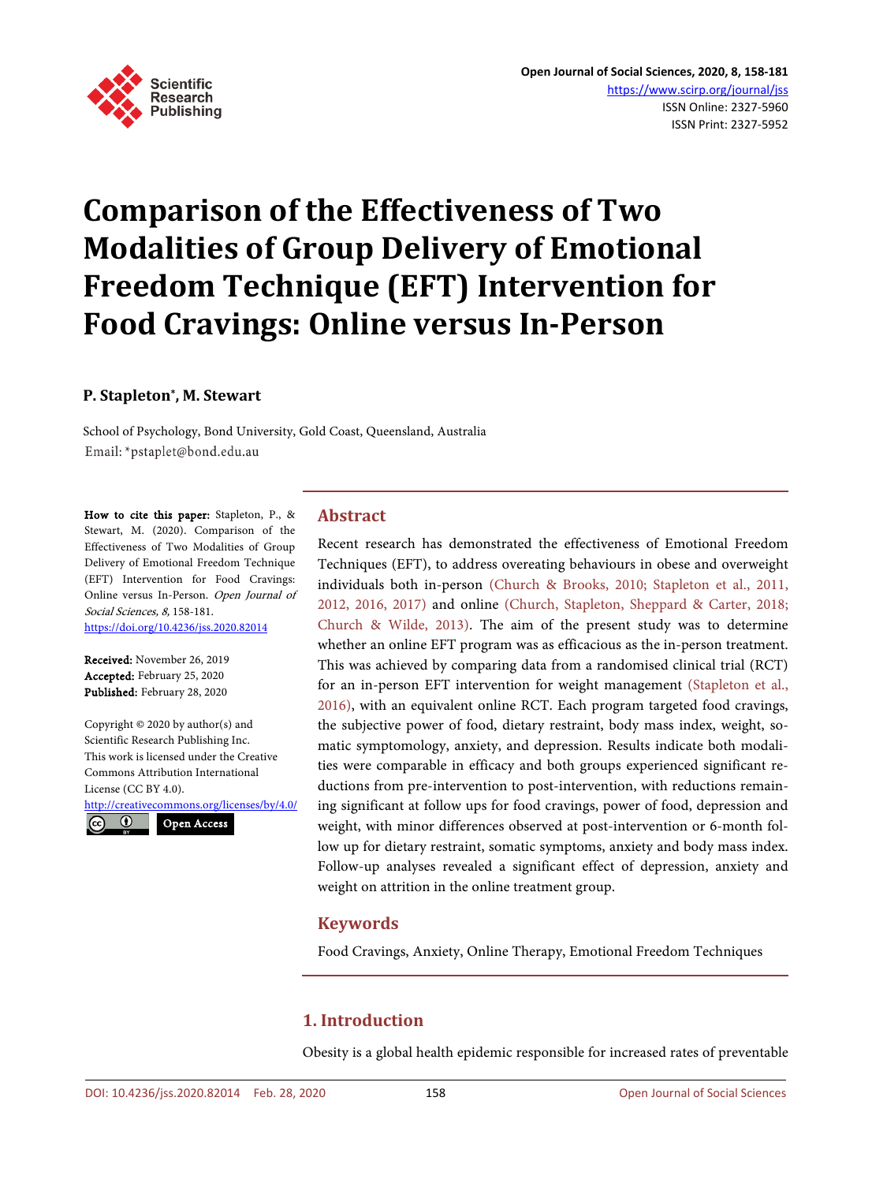# Comparison of the Effectiveness of Two Modalities of Group Delivery of Emotional Freedom Technique (EFT) Intervention for Food Cravings: Online versus In-Person

**P. Stapleton\*, M. Stewart**

School of Psychology, Bond University, Gold Coast, Queensland, Australia
Email: \*pstaplet@bond.edu.au

**How to cite this paper:** Stapleton, P., & Stewart, M. (2020). Comparison of the Effectiveness of Two Modalities of Group Delivery of Emotional Freedom Technique (EFT) Intervention for Food Cravings: Online versus In-Person. *Open Journal of Social Sciences, 8,* 158-181.
https://doi.org/10.4236/jss.2020.82014

**Received:** November 26, 2019
**Accepted:** February 25, 2020
**Published:** February 28, 2020

Copyright © 2020 by author(s) and Scientific Research Publishing Inc.
This work is licensed under the Creative Commons Attribution International License (CC BY 4.0).
http://creativecommons.org/licenses/by/4.0/
Open Access

## Abstract

Recent research has demonstrated the effectiveness of Emotional Freedom Techniques (EFT), to address overeating behaviours in obese and overweight individuals both in-person (Church & Brooks, 2010; Stapleton et al., 2011, 2012, 2016, 2017) and online (Church, Stapleton, Sheppard & Carter, 2018; Church & Wilde, 2013). The aim of the present study was to determine whether an online EFT program was as efficacious as the in-person treatment. This was achieved by comparing data from a randomised clinical trial (RCT) for an in-person EFT intervention for weight management (Stapleton et al., 2016), with an equivalent online RCT. Each program targeted food cravings, the subjective power of food, dietary restraint, body mass index, weight, somatic symptomology, anxiety, and depression. Results indicate both modalities were comparable in efficacy and both groups experienced significant reductions from pre-intervention to post-intervention, with reductions remaining significant at follow ups for food cravings, power of food, depression and weight, with minor differences observed at post-intervention or 6-month follow up for dietary restraint, somatic symptoms, anxiety and body mass index. Follow-up analyses revealed a significant effect of depression, anxiety and weight on attrition in the online treatment group.

## Keywords

Food Cravings, Anxiety, Online Therapy, Emotional Freedom Techniques

## 1. Introduction

Obesity is a global health epidemic responsible for increased rates of preventable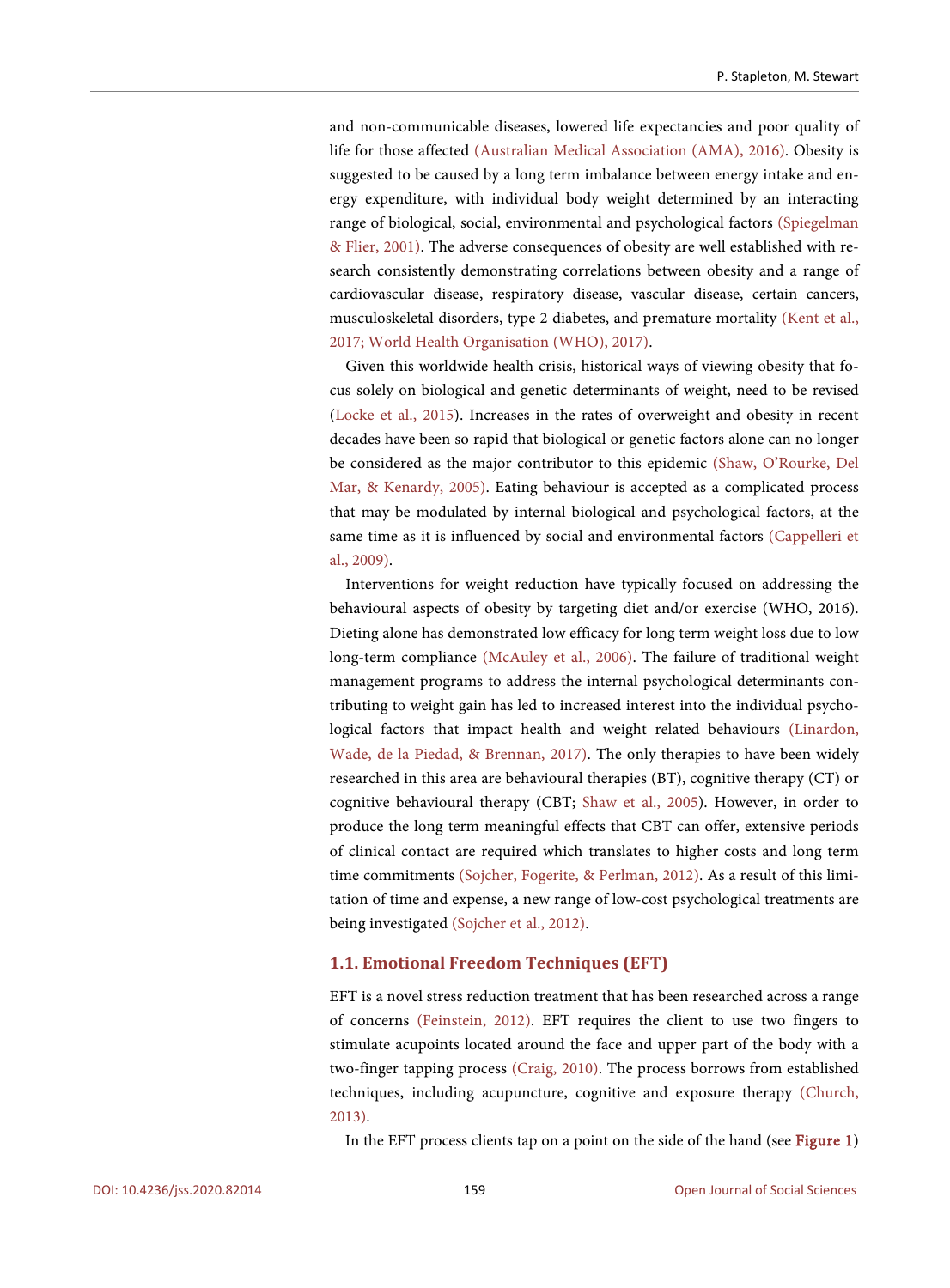and non-communicable diseases, lowered life expectancies and poor quality of life for those affected (Australian Medical Association (AMA), 2016). Obesity is suggested to be caused by a long term imbalance between energy intake and energy expenditure, with individual body weight determined by an interacting range of biological, social, environmental and psychological factors (Spiegelman & Flier, 2001). The adverse consequences of obesity are well established with research consistently demonstrating correlations between obesity and a range of cardiovascular disease, respiratory disease, vascular disease, certain cancers, musculoskeletal disorders, type 2 diabetes, and premature mortality (Kent et al., 2017; World Health Organisation (WHO), 2017).

Given this worldwide health crisis, historical ways of viewing obesity that focus solely on biological and genetic determinants of weight, need to be revised (Locke et al., 2015). Increases in the rates of overweight and obesity in recent decades have been so rapid that biological or genetic factors alone can no longer be considered as the major contributor to this epidemic (Shaw, O'Rourke, Del Mar, & Kenardy, 2005). Eating behaviour is accepted as a complicated process that may be modulated by internal biological and psychological factors, at the same time as it is influenced by social and environmental factors (Cappelleri et al., 2009).

Interventions for weight reduction have typically focused on addressing the behavioural aspects of obesity by targeting diet and/or exercise (WHO, 2016). Dieting alone has demonstrated low efficacy for long term weight loss due to low long-term compliance (McAuley et al., 2006). The failure of traditional weight management programs to address the internal psychological determinants contributing to weight gain has led to increased interest into the individual psychological factors that impact health and weight related behaviours (Linardon, Wade, de la Piedad, & Brennan, 2017). The only therapies to have been widely researched in this area are behavioural therapies (BT), cognitive therapy (CT) or cognitive behavioural therapy (CBT; Shaw et al., 2005). However, in order to produce the long term meaningful effects that CBT can offer, extensive periods of clinical contact are required which translates to higher costs and long term time commitments (Sojcher, Fogerite, & Perlman, 2012). As a result of this limitation of time and expense, a new range of low-cost psychological treatments are being investigated (Sojcher et al., 2012).

### 1.1. Emotional Freedom Techniques (EFT)

EFT is a novel stress reduction treatment that has been researched across a range of concerns (Feinstein, 2012). EFT requires the client to use two fingers to stimulate acupoints located around the face and upper part of the body with a two-finger tapping process (Craig, 2010). The process borrows from established techniques, including acupuncture, cognitive and exposure therapy (Church, 2013).

In the EFT process clients tap on a point on the side of the hand (see **Figure 1**)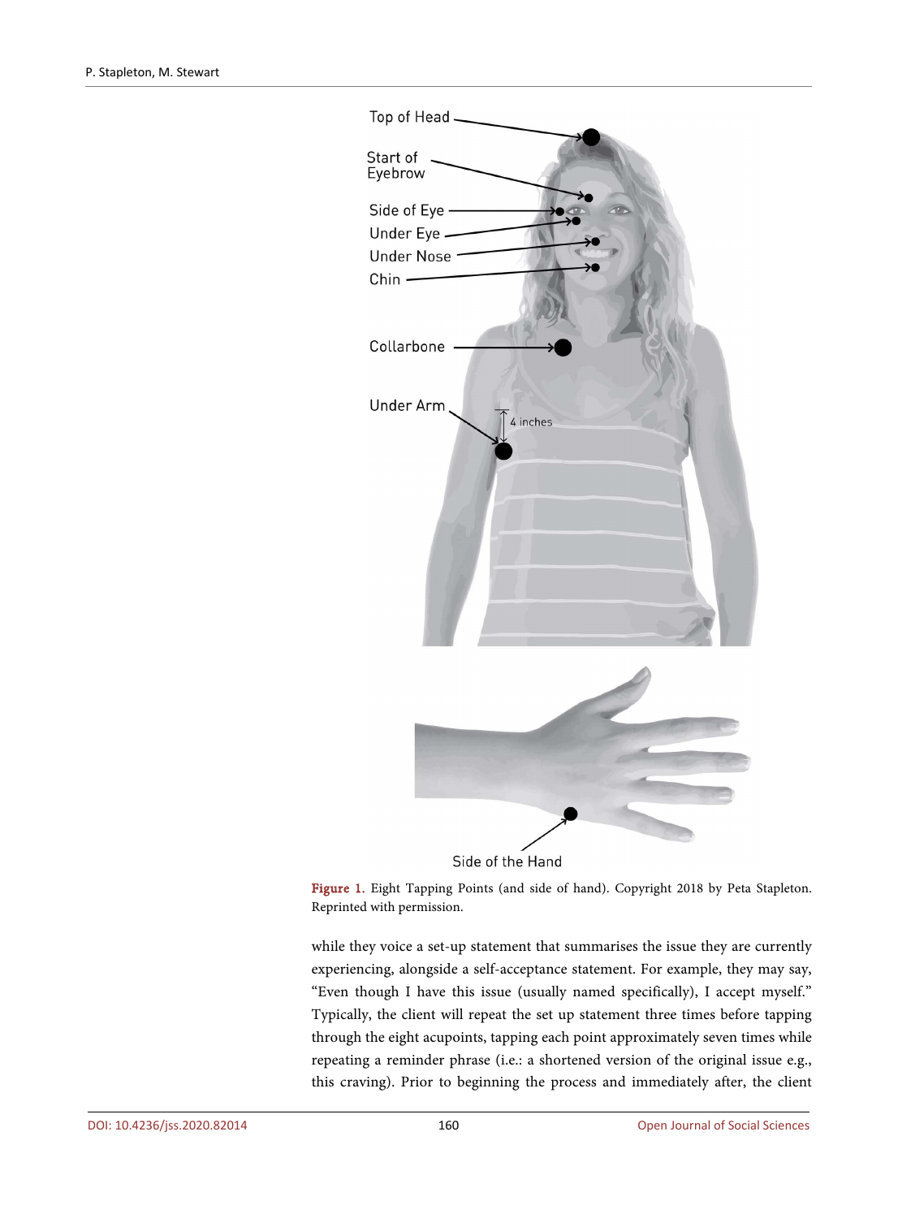Figure 1. Eight Tapping Points (and side of hand). Copyright 2018 by Peta Stapleton. Reprinted with permission.

while they voice a set-up statement that summarises the issue they are currently experiencing, alongside a self-acceptance statement. For example, they may say, "Even though I have this issue (usually named specifically), I accept myself." Typically, the client will repeat the set up statement three times before tapping through the eight acupoints, tapping each point approximately seven times while repeating a reminder phrase (i.e.: a shortened version of the original issue e.g., this craving). Prior to beginning the process and immediately after, the client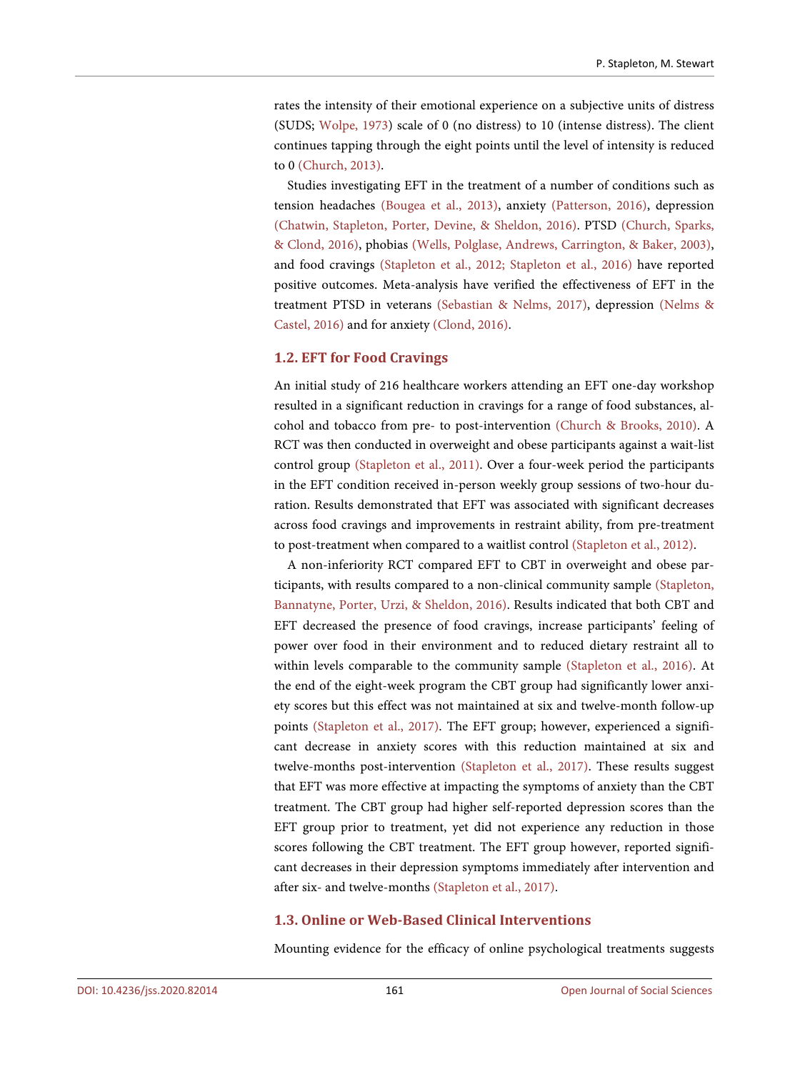rates the intensity of their emotional experience on a subjective units of distress (SUDS; Wolpe, 1973) scale of 0 (no distress) to 10 (intense distress). The client continues tapping through the eight points until the level of intensity is reduced to 0 (Church, 2013).

Studies investigating EFT in the treatment of a number of conditions such as tension headaches (Bougea et al., 2013), anxiety (Patterson, 2016), depression (Chatwin, Stapleton, Porter, Devine, & Sheldon, 2016). PTSD (Church, Sparks, & Clond, 2016), phobias (Wells, Polglase, Andrews, Carrington, & Baker, 2003), and food cravings (Stapleton et al., 2012; Stapleton et al., 2016) have reported positive outcomes. Meta-analysis have verified the effectiveness of EFT in the treatment PTSD in veterans (Sebastian & Nelms, 2017), depression (Nelms & Castel, 2016) and for anxiety (Clond, 2016).

## 1.2. EFT for Food Cravings

An initial study of 216 healthcare workers attending an EFT one-day workshop resulted in a significant reduction in cravings for a range of food substances, alcohol and tobacco from pre- to post-intervention (Church & Brooks, 2010). A RCT was then conducted in overweight and obese participants against a wait-list control group (Stapleton et al., 2011). Over a four-week period the participants in the EFT condition received in-person weekly group sessions of two-hour duration. Results demonstrated that EFT was associated with significant decreases across food cravings and improvements in restraint ability, from pre-treatment to post-treatment when compared to a waitlist control (Stapleton et al., 2012).

A non-inferiority RCT compared EFT to CBT in overweight and obese participants, with results compared to a non-clinical community sample (Stapleton, Bannatyne, Porter, Urzi, & Sheldon, 2016). Results indicated that both CBT and EFT decreased the presence of food cravings, increase participants' feeling of power over food in their environment and to reduced dietary restraint all to within levels comparable to the community sample (Stapleton et al., 2016). At the end of the eight-week program the CBT group had significantly lower anxiety scores but this effect was not maintained at six and twelve-month follow-up points (Stapleton et al., 2017). The EFT group; however, experienced a significant decrease in anxiety scores with this reduction maintained at six and twelve-months post-intervention (Stapleton et al., 2017). These results suggest that EFT was more effective at impacting the symptoms of anxiety than the CBT treatment. The CBT group had higher self-reported depression scores than the EFT group prior to treatment, yet did not experience any reduction in those scores following the CBT treatment. The EFT group however, reported significant decreases in their depression symptoms immediately after intervention and after six- and twelve-months (Stapleton et al., 2017).

## 1.3. Online or Web-Based Clinical Interventions

Mounting evidence for the efficacy of online psychological treatments suggests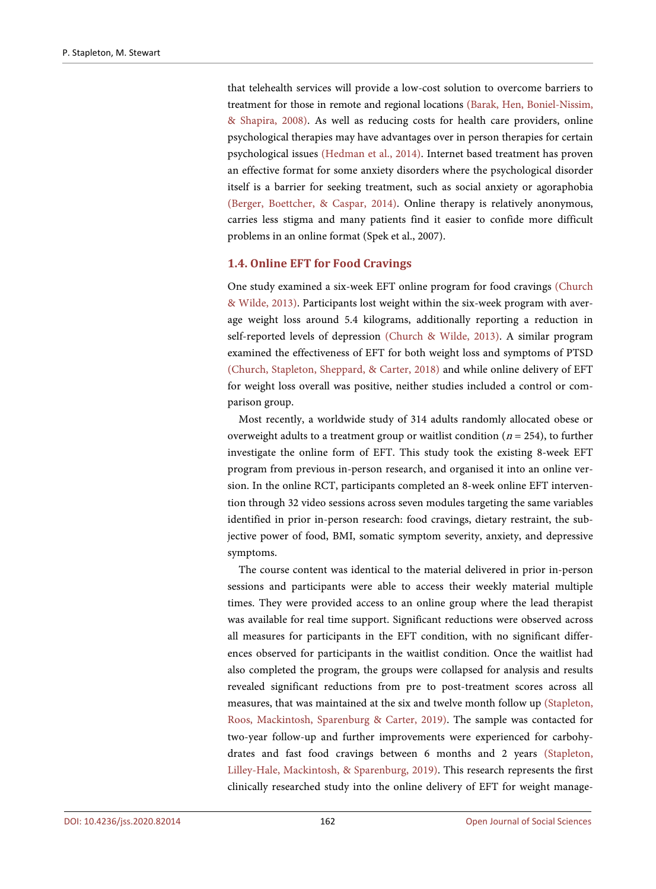that telehealth services will provide a low-cost solution to overcome barriers to treatment for those in remote and regional locations (Barak, Hen, Boniel-Nissim, & Shapira, 2008). As well as reducing costs for health care providers, online psychological therapies may have advantages over in person therapies for certain psychological issues (Hedman et al., 2014). Internet based treatment has proven an effective format for some anxiety disorders where the psychological disorder itself is a barrier for seeking treatment, such as social anxiety or agoraphobia (Berger, Boettcher, & Caspar, 2014). Online therapy is relatively anonymous, carries less stigma and many patients find it easier to confide more difficult problems in an online format (Spek et al., 2007).

### 1.4. Online EFT for Food Cravings

One study examined a six-week EFT online program for food cravings (Church & Wilde, 2013). Participants lost weight within the six-week program with average weight loss around 5.4 kilograms, additionally reporting a reduction in self-reported levels of depression (Church & Wilde, 2013). A similar program examined the effectiveness of EFT for both weight loss and symptoms of PTSD (Church, Stapleton, Sheppard, & Carter, 2018) and while online delivery of EFT for weight loss overall was positive, neither studies included a control or comparison group.

Most recently, a worldwide study of 314 adults randomly allocated obese or overweight adults to a treatment group or waitlist condition ($n = 254$), to further investigate the online form of EFT. This study took the existing 8-week EFT program from previous in-person research, and organised it into an online version. In the online RCT, participants completed an 8-week online EFT intervention through 32 video sessions across seven modules targeting the same variables identified in prior in-person research: food cravings, dietary restraint, the subjective power of food, BMI, somatic symptom severity, anxiety, and depressive symptoms.

The course content was identical to the material delivered in prior in-person sessions and participants were able to access their weekly material multiple times. They were provided access to an online group where the lead therapist was available for real time support. Significant reductions were observed across all measures for participants in the EFT condition, with no significant differences observed for participants in the waitlist condition. Once the waitlist had also completed the program, the groups were collapsed for analysis and results revealed significant reductions from pre to post-treatment scores across all measures, that was maintained at the six and twelve month follow up (Stapleton, Roos, Mackintosh, Sparenburg & Carter, 2019). The sample was contacted for two-year follow-up and further improvements were experienced for carbohydrates and fast food cravings between 6 months and 2 years (Stapleton, Lilley-Hale, Mackintosh, & Sparenburg, 2019). This research represents the first clinically researched study into the online delivery of EFT for weight manage-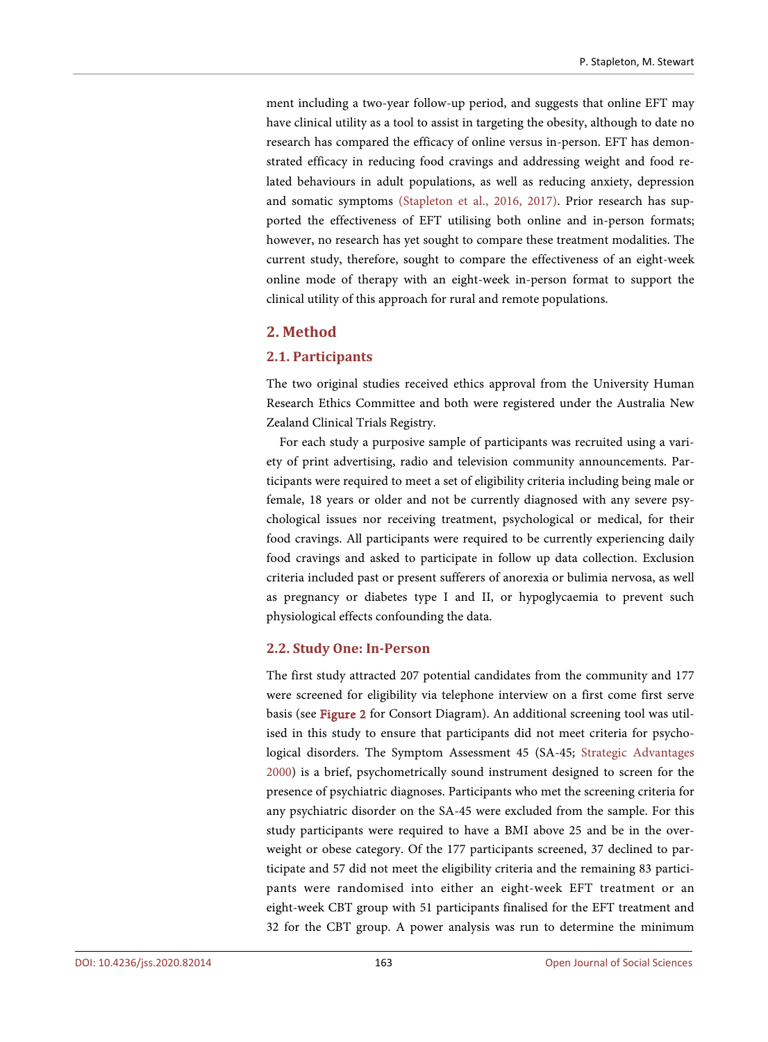ment including a two-year follow-up period, and suggests that online EFT may have clinical utility as a tool to assist in targeting the obesity, although to date no research has compared the efficacy of online versus in-person. EFT has demonstrated efficacy in reducing food cravings and addressing weight and food related behaviours in adult populations, as well as reducing anxiety, depression and somatic symptoms (Stapleton et al., 2016, 2017). Prior research has supported the effectiveness of EFT utilising both online and in-person formats; however, no research has yet sought to compare these treatment modalities. The current study, therefore, sought to compare the effectiveness of an eight-week online mode of therapy with an eight-week in-person format to support the clinical utility of this approach for rural and remote populations.

## 2. Method

### 2.1. Participants

The two original studies received ethics approval from the University Human Research Ethics Committee and both were registered under the Australia New Zealand Clinical Trials Registry.

For each study a purposive sample of participants was recruited using a variety of print advertising, radio and television community announcements. Participants were required to meet a set of eligibility criteria including being male or female, 18 years or older and not be currently diagnosed with any severe psychological issues nor receiving treatment, psychological or medical, for their food cravings. All participants were required to be currently experiencing daily food cravings and asked to participate in follow up data collection. Exclusion criteria included past or present sufferers of anorexia or bulimia nervosa, as well as pregnancy or diabetes type I and II, or hypoglycaemia to prevent such physiological effects confounding the data.

### 2.2. Study One: In-Person

The first study attracted 207 potential candidates from the community and 177 were screened for eligibility via telephone interview on a first come first serve basis (see **Figure 2** for Consort Diagram). An additional screening tool was utilised in this study to ensure that participants did not meet criteria for psychological disorders. The Symptom Assessment 45 (SA-45; Strategic Advantages 2000) is a brief, psychometrically sound instrument designed to screen for the presence of psychiatric diagnoses. Participants who met the screening criteria for any psychiatric disorder on the SA-45 were excluded from the sample. For this study participants were required to have a BMI above 25 and be in the overweight or obese category. Of the 177 participants screened, 37 declined to participate and 57 did not meet the eligibility criteria and the remaining 83 participants were randomised into either an eight-week EFT treatment or an eight-week CBT group with 51 participants finalised for the EFT treatment and 32 for the CBT group. A power analysis was run to determine the minimum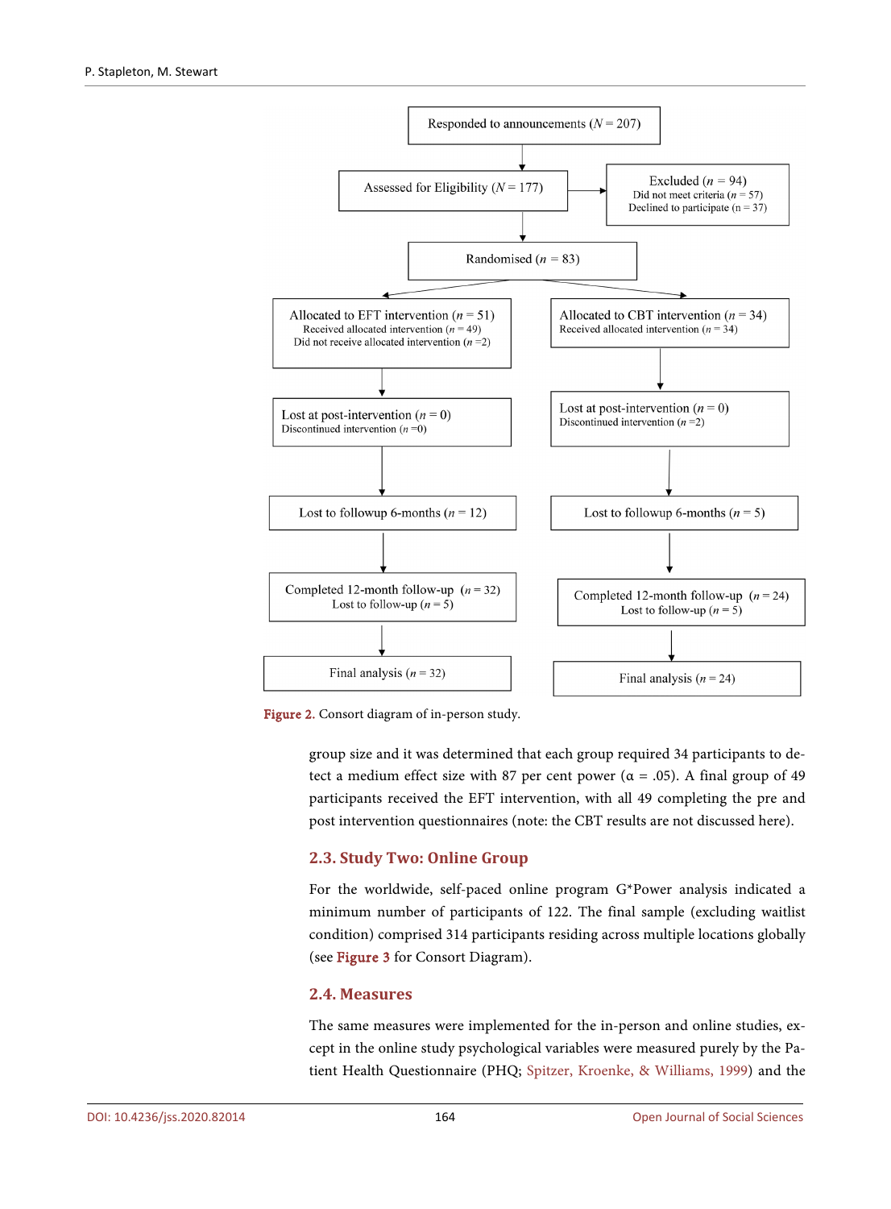Responded to announcements ($N$ = 207)

Assessed for Eligibility ($N$ = 177)

Excluded ($n$ = 94)
Did not meet criteria ($n$ = 57)
Declined to participate (n = 37)

Randomised ($n$ = 83)

| EFT | CBT |
|---|---|
| Allocated to EFT intervention ($n$ = 51)<br>Received allocated intervention ($n$ = 49)<br>Did not receive allocated intervention ($n$ =2) | Allocated to CBT intervention ($n$ = 34)<br>Received allocated intervention ($n$ = 34) |
| Lost at post-intervention ($n$ = 0)<br>Discontinued intervention ($n$ =0) | Lost at post-intervention ($n$ = 0)<br>Discontinued intervention ($n$ =2) |
| Lost to followup 6-months ($n$ = 12) | Lost to followup 6-months ($n$ = 5) |
| Completed 12-month follow-up ($n$ = 32)<br>Lost to follow-up ($n$ = 5) | Completed 12-month follow-up ($n$ = 24)<br>Lost to follow-up ($n$ = 5) |
| Final analysis ($n$ = 32) | Final analysis ($n$ = 24) |

Figure 2. Consort diagram of in-person study.

group size and it was determined that each group required 34 participants to detect a medium effect size with 87 per cent power (α = .05). A final group of 49 participants received the EFT intervention, with all 49 completing the pre and post intervention questionnaires (note: the CBT results are not discussed here).

## 2.3. Study Two: Online Group

For the worldwide, self-paced online program G*Power analysis indicated a minimum number of participants of 122. The final sample (excluding waitlist condition) comprised 314 participants residing across multiple locations globally (see Figure 3 for Consort Diagram).

## 2.4. Measures

The same measures were implemented for the in-person and online studies, except in the online study psychological variables were measured purely by the Patient Health Questionnaire (PHQ; Spitzer, Kroenke, & Williams, 1999) and the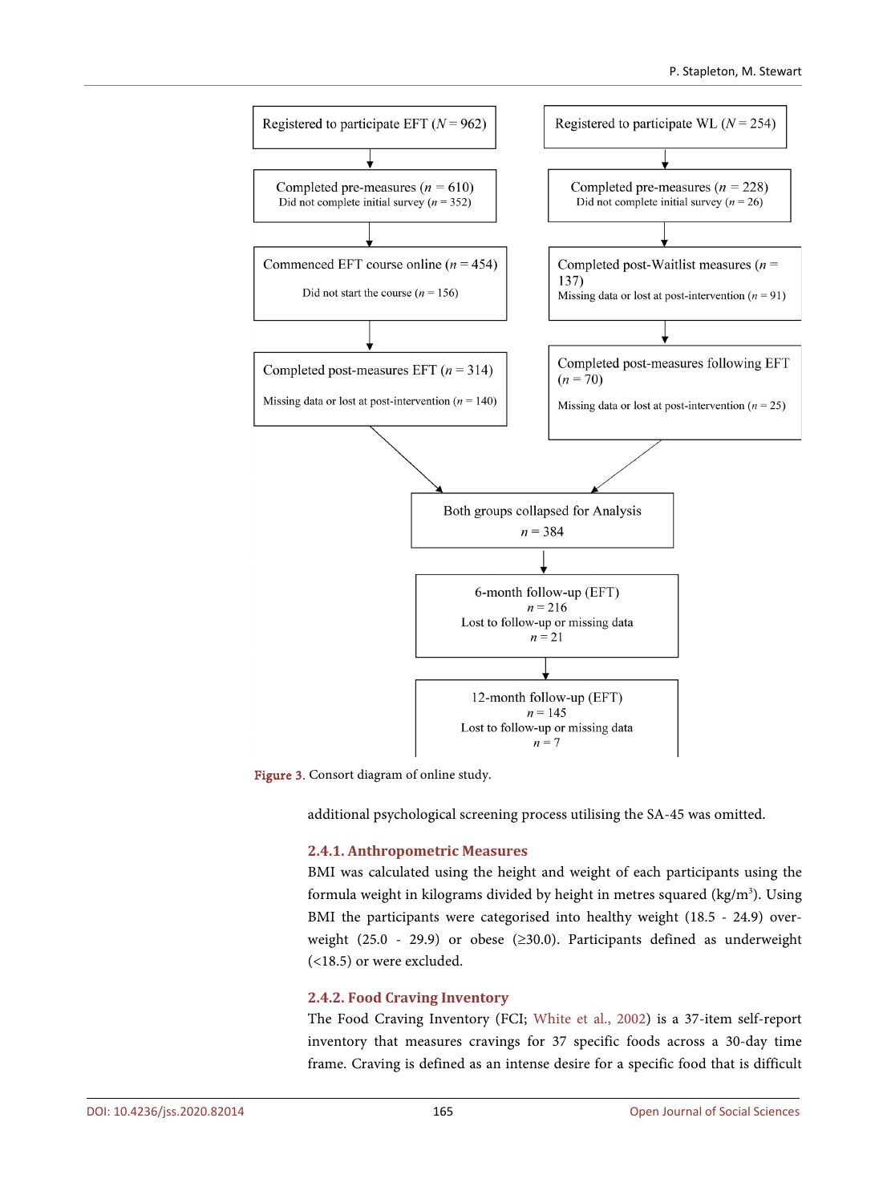Registered to participate EFT ($N = 962$)

Completed pre-measures ($n = 610$)
Did not complete initial survey ($n = 352$)

Commenced EFT course online ($n = 454$)
Did not start the course ($n = 156$)

Completed post-measures EFT ($n = 314$)
Missing data or lost at post-intervention ($n = 140$)

Registered to participate WL ($N = 254$)

Completed pre-measures ($n = 228$)
Did not complete initial survey ($n = 26$)

Completed post-Waitlist measures ($n = 137$)
Missing data or lost at post-intervention ($n = 91$)

Completed post-measures following EFT ($n = 70$)
Missing data or lost at post-intervention ($n = 25$)

Both groups collapsed for Analysis
$n = 384$

6-month follow-up (EFT)
$n = 216$
Lost to follow-up or missing data
$n = 21$

12-month follow-up (EFT)
$n = 145$
Lost to follow-up or missing data
$n = 7$

**Figure 3.** Consort diagram of online study.

additional psychological screening process utilising the SA-45 was omitted.

#### 2.4.1. Anthropometric Measures

BMI was calculated using the height and weight of each participants using the formula weight in kilograms divided by height in metres squared (kg/m³). Using BMI the participants were categorised into healthy weight (18.5 - 24.9) overweight (25.0 - 29.9) or obese (≥30.0). Participants defined as underweight (<18.5) or were excluded.

#### 2.4.2. Food Craving Inventory

The Food Craving Inventory (FCI; White et al., 2002) is a 37-item self-report inventory that measures cravings for 37 specific foods across a 30-day time frame. Craving is defined as an intense desire for a specific food that is difficult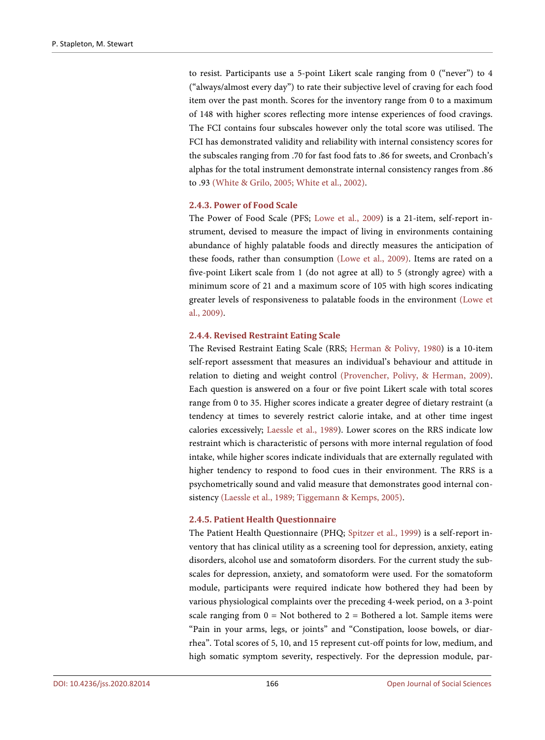to resist. Participants use a 5-point Likert scale ranging from 0 ("never") to 4 ("always/almost every day") to rate their subjective level of craving for each food item over the past month. Scores for the inventory range from 0 to a maximum of 148 with higher scores reflecting more intense experiences of food cravings. The FCI contains four subscales however only the total score was utilised. The FCI has demonstrated validity and reliability with internal consistency scores for the subscales ranging from .70 for fast food fats to .86 for sweets, and Cronbach's alphas for the total instrument demonstrate internal consistency ranges from .86 to .93 (White & Grilo, 2005; White et al., 2002).

### 2.4.3. Power of Food Scale

The Power of Food Scale (PFS; Lowe et al., 2009) is a 21-item, self-report instrument, devised to measure the impact of living in environments containing abundance of highly palatable foods and directly measures the anticipation of these foods, rather than consumption (Lowe et al., 2009). Items are rated on a five-point Likert scale from 1 (do not agree at all) to 5 (strongly agree) with a minimum score of 21 and a maximum score of 105 with high scores indicating greater levels of responsiveness to palatable foods in the environment (Lowe et al., 2009).

### 2.4.4. Revised Restraint Eating Scale

The Revised Restraint Eating Scale (RRS; Herman & Polivy, 1980) is a 10-item self-report assessment that measures an individual's behaviour and attitude in relation to dieting and weight control (Provencher, Polivy, & Herman, 2009). Each question is answered on a four or five point Likert scale with total scores range from 0 to 35. Higher scores indicate a greater degree of dietary restraint (a tendency at times to severely restrict calorie intake, and at other time ingest calories excessively; Laessle et al., 1989). Lower scores on the RRS indicate low restraint which is characteristic of persons with more internal regulation of food intake, while higher scores indicate individuals that are externally regulated with higher tendency to respond to food cues in their environment. The RRS is a psychometrically sound and valid measure that demonstrates good internal consistency (Laessle et al., 1989; Tiggemann & Kemps, 2005).

### 2.4.5. Patient Health Questionnaire

The Patient Health Questionnaire (PHQ; Spitzer et al., 1999) is a self-report inventory that has clinical utility as a screening tool for depression, anxiety, eating disorders, alcohol use and somatoform disorders. For the current study the subscales for depression, anxiety, and somatoform were used. For the somatoform module, participants were required indicate how bothered they had been by various physiological complaints over the preceding 4-week period, on a 3-point scale ranging from 0 = Not bothered to 2 = Bothered a lot. Sample items were "Pain in your arms, legs, or joints" and "Constipation, loose bowels, or diarrhea". Total scores of 5, 10, and 15 represent cut-off points for low, medium, and high somatic symptom severity, respectively. For the depression module, par-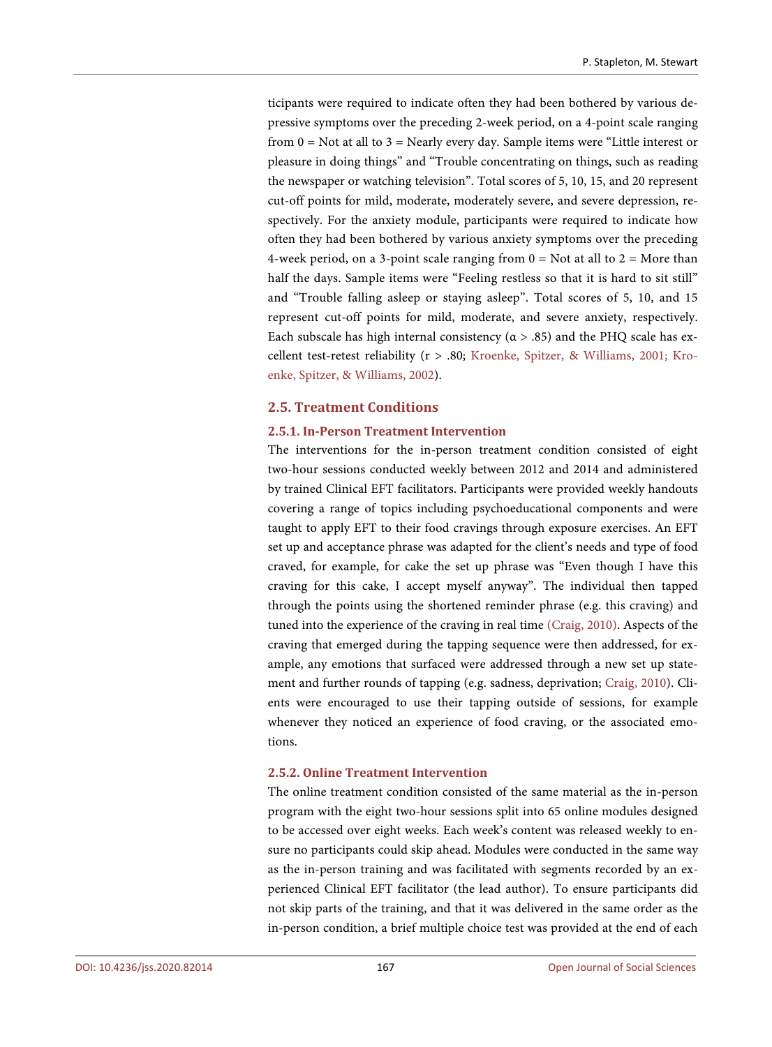ticipants were required to indicate often they had been bothered by various depressive symptoms over the preceding 2-week period, on a 4-point scale ranging from 0 = Not at all to 3 = Nearly every day. Sample items were "Little interest or pleasure in doing things" and "Trouble concentrating on things, such as reading the newspaper or watching television". Total scores of 5, 10, 15, and 20 represent cut-off points for mild, moderate, moderately severe, and severe depression, respectively. For the anxiety module, participants were required to indicate how often they had been bothered by various anxiety symptoms over the preceding 4-week period, on a 3-point scale ranging from 0 = Not at all to 2 = More than half the days. Sample items were "Feeling restless so that it is hard to sit still" and "Trouble falling asleep or staying asleep". Total scores of 5, 10, and 15 represent cut-off points for mild, moderate, and severe anxiety, respectively. Each subscale has high internal consistency ($\alpha > .85$) and the PHQ scale has excellent test-retest reliability ($r > .80$; Kroenke, Spitzer, & Williams, 2001; Kroenke, Spitzer, & Williams, 2002).

## 2.5. Treatment Conditions

### 2.5.1. In-Person Treatment Intervention

The interventions for the in-person treatment condition consisted of eight two-hour sessions conducted weekly between 2012 and 2014 and administered by trained Clinical EFT facilitators. Participants were provided weekly handouts covering a range of topics including psychoeducational components and were taught to apply EFT to their food cravings through exposure exercises. An EFT set up and acceptance phrase was adapted for the client's needs and type of food craved, for example, for cake the set up phrase was "Even though I have this craving for this cake, I accept myself anyway". The individual then tapped through the points using the shortened reminder phrase (e.g. this craving) and tuned into the experience of the craving in real time (Craig, 2010). Aspects of the craving that emerged during the tapping sequence were then addressed, for example, any emotions that surfaced were addressed through a new set up statement and further rounds of tapping (e.g. sadness, deprivation; Craig, 2010). Clients were encouraged to use their tapping outside of sessions, for example whenever they noticed an experience of food craving, or the associated emotions.

### 2.5.2. Online Treatment Intervention

The online treatment condition consisted of the same material as the in-person program with the eight two-hour sessions split into 65 online modules designed to be accessed over eight weeks. Each week's content was released weekly to ensure no participants could skip ahead. Modules were conducted in the same way as the in-person training and was facilitated with segments recorded by an experienced Clinical EFT facilitator (the lead author). To ensure participants did not skip parts of the training, and that it was delivered in the same order as the in-person condition, a brief multiple choice test was provided at the end of each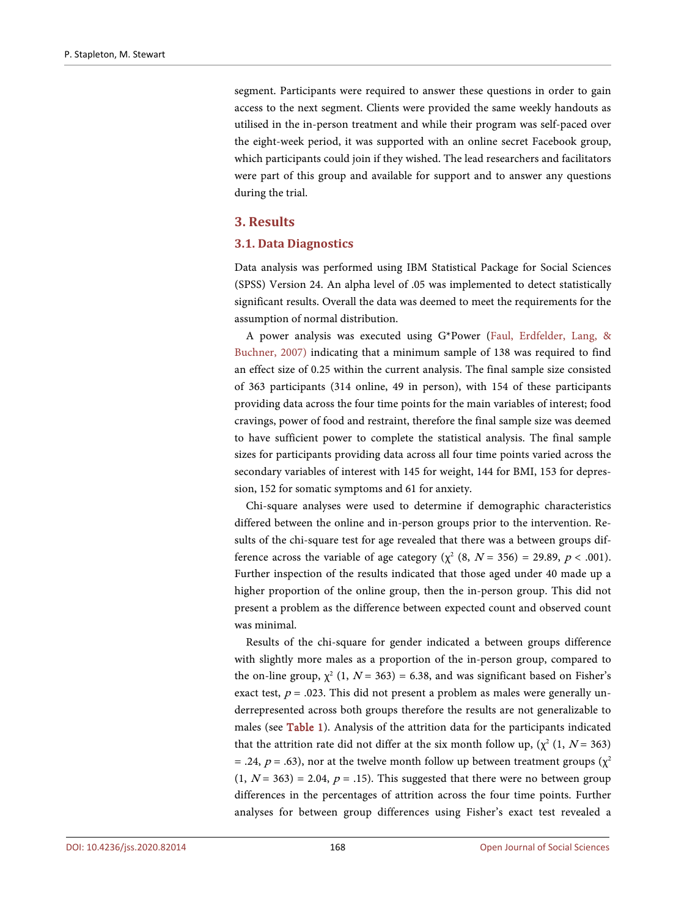segment. Participants were required to answer these questions in order to gain access to the next segment. Clients were provided the same weekly handouts as utilised in the in-person treatment and while their program was self-paced over the eight-week period, it was supported with an online secret Facebook group, which participants could join if they wished. The lead researchers and facilitators were part of this group and available for support and to answer any questions during the trial.

## 3. Results

### 3.1. Data Diagnostics

Data analysis was performed using IBM Statistical Package for Social Sciences (SPSS) Version 24. An alpha level of .05 was implemented to detect statistically significant results. Overall the data was deemed to meet the requirements for the assumption of normal distribution.

A power analysis was executed using G*Power (Faul, Erdfelder, Lang, & Buchner, 2007) indicating that a minimum sample of 138 was required to find an effect size of 0.25 within the current analysis. The final sample size consisted of 363 participants (314 online, 49 in person), with 154 of these participants providing data across the four time points for the main variables of interest; food cravings, power of food and restraint, therefore the final sample size was deemed to have sufficient power to complete the statistical analysis. The final sample sizes for participants providing data across all four time points varied across the secondary variables of interest with 145 for weight, 144 for BMI, 153 for depression, 152 for somatic symptoms and 61 for anxiety.

Chi-square analyses were used to determine if demographic characteristics differed between the online and in-person groups prior to the intervention. Results of the chi-square test for age revealed that there was a between groups difference across the variable of age category ($\chi^2$ (8, $N = 356$) = 29.89, $p < .001$). Further inspection of the results indicated that those aged under 40 made up a higher proportion of the online group, then the in-person group. This did not present a problem as the difference between expected count and observed count was minimal.

Results of the chi-square for gender indicated a between groups difference with slightly more males as a proportion of the in-person group, compared to the on-line group, $\chi^2$ (1, $N = 363$) = 6.38, and was significant based on Fisher's exact test, $p = .023$. This did not present a problem as males were generally underrepresented across both groups therefore the results are not generalizable to males (see Table 1). Analysis of the attrition data for the participants indicated that the attrition rate did not differ at the six month follow up, ($\chi^2$ (1, $N = 363$) = .24, $p = .63$), nor at the twelve month follow up between treatment groups ($\chi^2$ (1, $N = 363$) = 2.04, $p = .15$). This suggested that there were no between group differences in the percentages of attrition across the four time points. Further analyses for between group differences using Fisher's exact test revealed a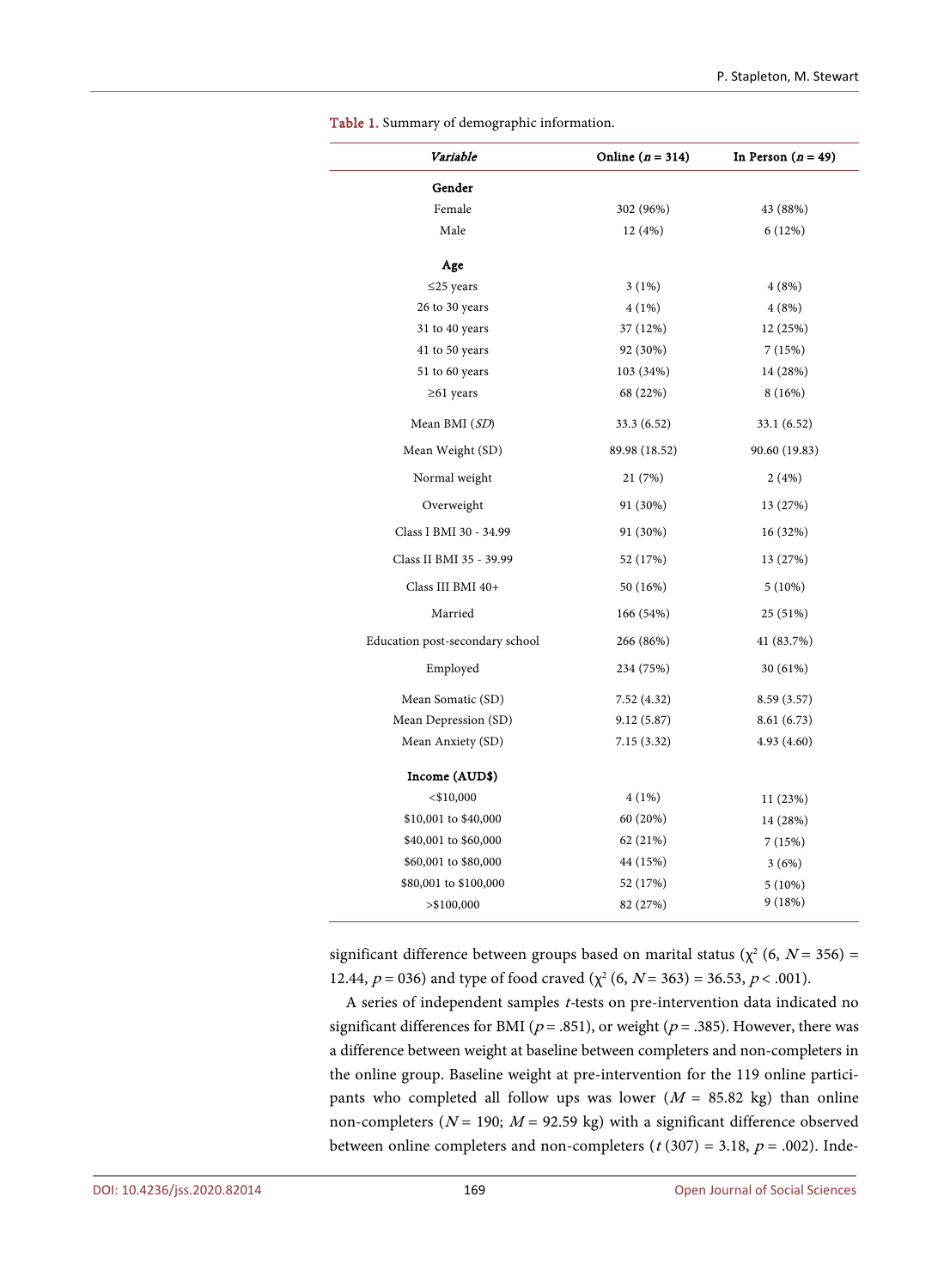Table 1. Summary of demographic information.

| *Variable* | Online (*n* = 314) | In Person (*n* = 49) |
|---|---|---|
| **Gender** | | |
| Female | 302 (96%) | 43 (88%) |
| Male | 12 (4%) | 6 (12%) |
| **Age** | | |
| ≤25 years | 3 (1%) | 4 (8%) |
| 26 to 30 years | 4 (1%) | 4 (8%) |
| 31 to 40 years | 37 (12%) | 12 (25%) |
| 41 to 50 years | 92 (30%) | 7 (15%) |
| 51 to 60 years | 103 (34%) | 14 (28%) |
| ≥61 years | 68 (22%) | 8 (16%) |
| Mean BMI (*SD*) | 33.3 (6.52) | 33.1 (6.52) |
| Mean Weight (SD) | 89.98 (18.52) | 90.60 (19.83) |
| Normal weight | 21 (7%) | 2 (4%) |
| Overweight | 91 (30%) | 13 (27%) |
| Class I BMI 30 - 34.99 | 91 (30%) | 16 (32%) |
| Class II BMI 35 - 39.99 | 52 (17%) | 13 (27%) |
| Class III BMI 40+ | 50 (16%) | 5 (10%) |
| Married | 166 (54%) | 25 (51%) |
| Education post-secondary school | 266 (86%) | 41 (83.7%) |
| Employed | 234 (75%) | 30 (61%) |
| Mean Somatic (SD) | 7.52 (4.32) | 8.59 (3.57) |
| Mean Depression (SD) | 9.12 (5.87) | 8.61 (6.73) |
| Mean Anxiety (SD) | 7.15 (3.32) | 4.93 (4.60) |
| **Income (AUD$)** | | |
| <$10,000 | 4 (1%) | 11 (23%) |
| $10,001 to $40,000 | 60 (20%) | 14 (28%) |
| $40,001 to $60,000 | 62 (21%) | 7 (15%) |
| $60,001 to $80,000 | 44 (15%) | 3 (6%) |
| $80,001 to $100,000 | 52 (17%) | 5 (10%) |
| >$100,000 | 82 (27%) | 9 (18%) |

significant difference between groups based on marital status ($\chi^2$ (6, $N$ = 356) = 12.44, $p$ = 036) and type of food craved ($\chi^2$ (6, $N$ = 363) = 36.53, $p$ < .001).

A series of independent samples *t*-tests on pre-intervention data indicated no significant differences for BMI ($p$ = .851), or weight ($p$ = .385). However, there was a difference between weight at baseline between completers and non-completers in the online group. Baseline weight at pre-intervention for the 119 online participants who completed all follow ups was lower ($M$ = 85.82 kg) than online non-completers ($N$ = 190; $M$ = 92.59 kg) with a significant difference observed between online completers and non-completers ($t$ (307) = 3.18, $p$ = .002). Inde-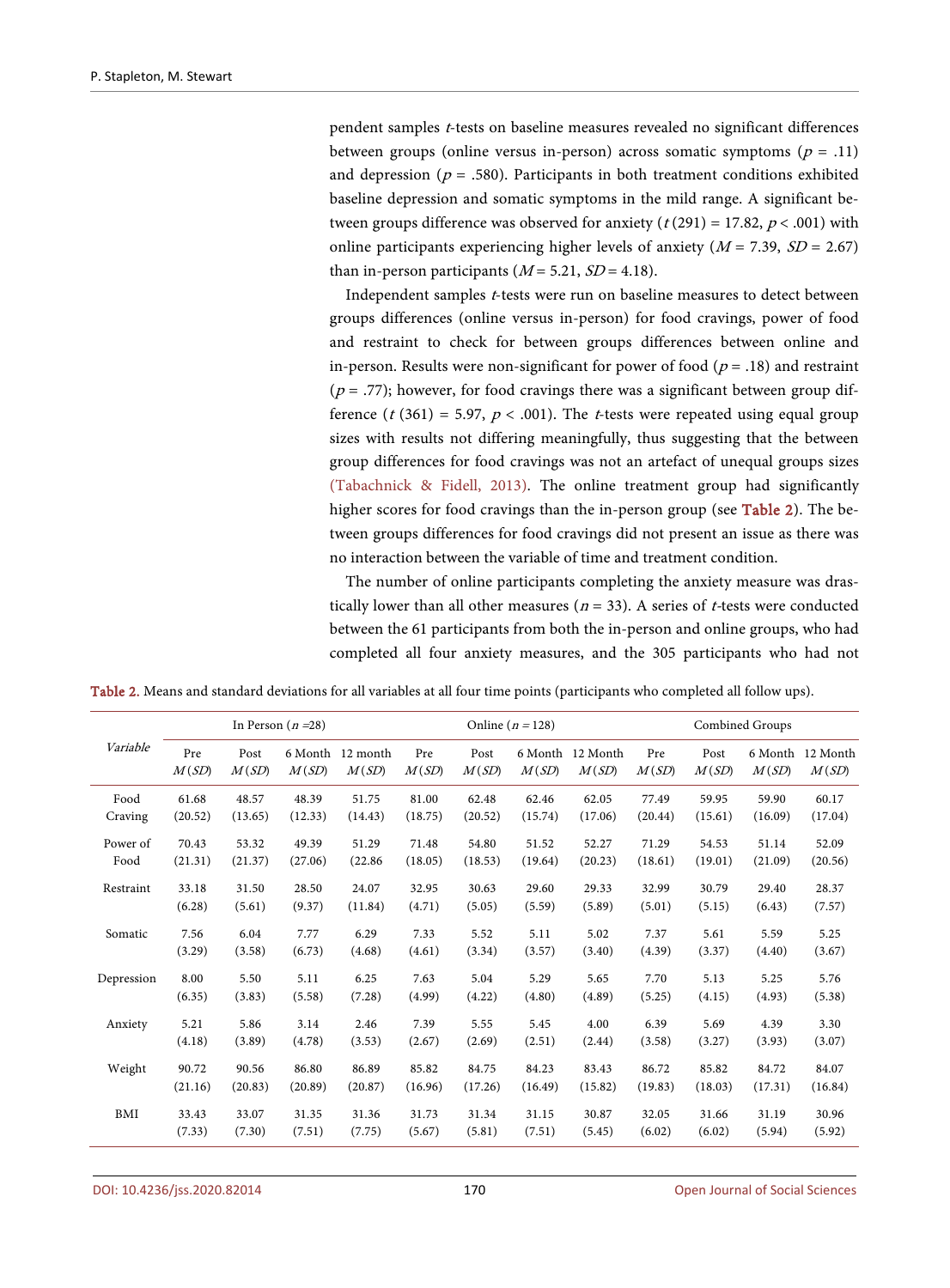pendent samples *t*-tests on baseline measures revealed no significant differences between groups (online versus in-person) across somatic symptoms ($p = .11$) and depression ($p = .580$). Participants in both treatment conditions exhibited baseline depression and somatic symptoms in the mild range. A significant between groups difference was observed for anxiety ($t(291) = 17.82$, $p < .001$) with online participants experiencing higher levels of anxiety ($M = 7.39$, $SD = 2.67$) than in-person participants ($M = 5.21$, $SD = 4.18$).

Independent samples *t*-tests were run on baseline measures to detect between groups differences (online versus in-person) for food cravings, power of food and restraint to check for between groups differences between online and in-person. Results were non-significant for power of food ($p = .18$) and restraint ($p = .77$); however, for food cravings there was a significant between group difference ($t(361) = 5.97$, $p < .001$). The *t*-tests were repeated using equal group sizes with results not differing meaningfully, thus suggesting that the between group differences for food cravings was not an artefact of unequal groups sizes (Tabachnick & Fidell, 2013). The online treatment group had significantly higher scores for food cravings than the in-person group (see Table 2). The between groups differences for food cravings did not present an issue as there was no interaction between the variable of time and treatment condition.

The number of online participants completing the anxiety measure was drastically lower than all other measures ($n = 33$). A series of *t*-tests were conducted between the 61 participants from both the in-person and online groups, who had completed all four anxiety measures, and the 305 participants who had not

**Table 2.** Means and standard deviations for all variables at all four time points (participants who completed all follow ups).

| Variable | In Person ($n$ =28) | | | | Online ($n$ = 128) | | | | Combined Groups | | | |
|---|---|---|---|---|---|---|---|---|---|---|---|---|
| | Pre $M(SD)$ | Post $M(SD)$ | 6 Month $M(SD)$ | 12 month $M(SD)$ | Pre $M(SD)$ | Post $M(SD)$ | 6 Month $M(SD)$ | 12 Month $M(SD)$ | Pre $M(SD)$ | Post $M(SD)$ | 6 Month $M(SD)$ | 12 Month $M(SD)$ |
| Food Craving | 61.68 (20.52) | 48.57 (13.65) | 48.39 (12.33) | 51.75 (14.43) | 81.00 (18.75) | 62.48 (20.52) | 62.46 (15.74) | 62.05 (17.06) | 77.49 (20.44) | 59.95 (15.61) | 59.90 (16.09) | 60.17 (17.04) |
| Power of Food | 70.43 (21.31) | 53.32 (21.37) | 49.39 (27.06) | 51.29 (22.86 | 71.48 (18.05) | 54.80 (18.53) | 51.52 (19.64) | 52.27 (20.23) | 71.29 (18.61) | 54.53 (19.01) | 51.14 (21.09) | 52.09 (20.56) |
| Restraint | 33.18 (6.28) | 31.50 (5.61) | 28.50 (9.37) | 24.07 (11.84) | 32.95 (4.71) | 30.63 (5.05) | 29.60 (5.59) | 29.33 (5.89) | 32.99 (5.01) | 30.79 (5.15) | 29.40 (6.43) | 28.37 (7.57) |
| Somatic | 7.56 (3.29) | 6.04 (3.58) | 7.77 (6.73) | 6.29 (4.68) | 7.33 (4.61) | 5.52 (3.34) | 5.11 (3.57) | 5.02 (3.40) | 7.37 (4.39) | 5.61 (3.37) | 5.59 (4.40) | 5.25 (3.67) |
| Depression | 8.00 (6.35) | 5.50 (3.83) | 5.11 (5.58) | 6.25 (7.28) | 7.63 (4.99) | 5.04 (4.22) | 5.29 (4.80) | 5.65 (4.89) | 7.70 (5.25) | 5.13 (4.15) | 5.25 (4.93) | 5.76 (5.38) |
| Anxiety | 5.21 (4.18) | 5.86 (3.89) | 3.14 (4.78) | 2.46 (3.53) | 7.39 (2.67) | 5.55 (2.69) | 5.45 (2.51) | 4.00 (2.44) | 6.39 (3.58) | 5.69 (3.27) | 4.39 (3.93) | 3.30 (3.07) |
| Weight | 90.72 (21.16) | 90.56 (20.83) | 86.80 (20.89) | 86.89 (20.87) | 85.82 (16.96) | 84.75 (17.26) | 84.23 (16.49) | 83.43 (15.82) | 86.72 (19.83) | 85.82 (18.03) | 84.72 (17.31) | 84.07 (16.84) |
| BMI | 33.43 (7.33) | 33.07 (7.30) | 31.35 (7.51) | 31.36 (7.75) | 31.73 (5.67) | 31.34 (5.81) | 31.15 (7.51) | 30.87 (5.45) | 32.05 (6.02) | 31.66 (6.02) | 31.19 (5.94) | 30.96 (5.92) |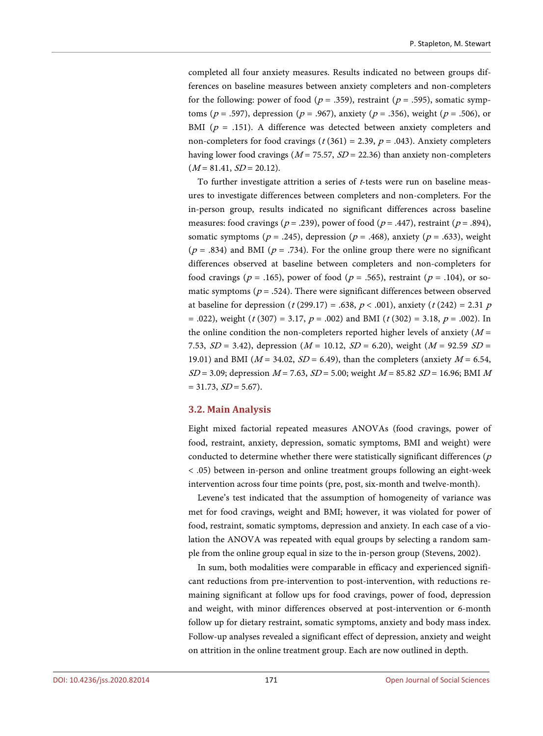completed all four anxiety measures. Results indicated no between groups differences on baseline measures between anxiety completers and non-completers for the following: power of food ($p = .359$), restraint ($p = .595$), somatic symptoms ($p = .597$), depression ($p = .967$), anxiety ($p = .356$), weight ($p = .506$), or BMI ($p = .151$). A difference was detected between anxiety completers and non-completers for food cravings ($t\,(361) = 2.39$, $p = .043$). Anxiety completers having lower food cravings ($M = 75.57$, $SD = 22.36$) than anxiety non-completers ($M = 81.41$, $SD = 20.12$).

To further investigate attrition a series of *t*-tests were run on baseline measures to investigate differences between completers and non-completers. For the in-person group, results indicated no significant differences across baseline measures: food cravings ($p = .239$), power of food ($p = .447$), restraint ($p = .894$), somatic symptoms ($p = .245$), depression ($p = .468$), anxiety ($p = .633$), weight ($p = .834$) and BMI ($p = .734$). For the online group there were no significant differences observed at baseline between completers and non-completers for food cravings ($p = .165$), power of food ($p = .565$), restraint ($p = .104$), or somatic symptoms ($p = .524$). There were significant differences between observed at baseline for depression ($t\,(299.17) = .638$, $p < .001$), anxiety ($t\,(242) = 2.31$ $p = .022$), weight ($t\,(307) = 3.17$, $p = .002$) and BMI ($t\,(302) = 3.18$, $p = .002$). In the online condition the non-completers reported higher levels of anxiety ($M = 7.53$, $SD = 3.42$), depression ($M = 10.12$, $SD = 6.20$), weight ($M = 92.59$ $SD = 19.01$) and BMI ($M = 34.02$, $SD = 6.49$), than the completers (anxiety $M = 6.54$, $SD = 3.09$; depression $M = 7.63$, $SD = 5.00$; weight $M = 85.82$ $SD = 16.96$; BMI $M = 31.73$, $SD = 5.67$).

### 3.2. Main Analysis

Eight mixed factorial repeated measures ANOVAs (food cravings, power of food, restraint, anxiety, depression, somatic symptoms, BMI and weight) were conducted to determine whether there were statistically significant differences ($p < .05$) between in-person and online treatment groups following an eight-week intervention across four time points (pre, post, six-month and twelve-month).

Levene's test indicated that the assumption of homogeneity of variance was met for food cravings, weight and BMI; however, it was violated for power of food, restraint, somatic symptoms, depression and anxiety. In each case of a violation the ANOVA was repeated with equal groups by selecting a random sample from the online group equal in size to the in-person group (Stevens, 2002).

In sum, both modalities were comparable in efficacy and experienced significant reductions from pre-intervention to post-intervention, with reductions remaining significant at follow ups for food cravings, power of food, depression and weight, with minor differences observed at post-intervention or 6-month follow up for dietary restraint, somatic symptoms, anxiety and body mass index. Follow-up analyses revealed a significant effect of depression, anxiety and weight on attrition in the online treatment group. Each are now outlined in depth.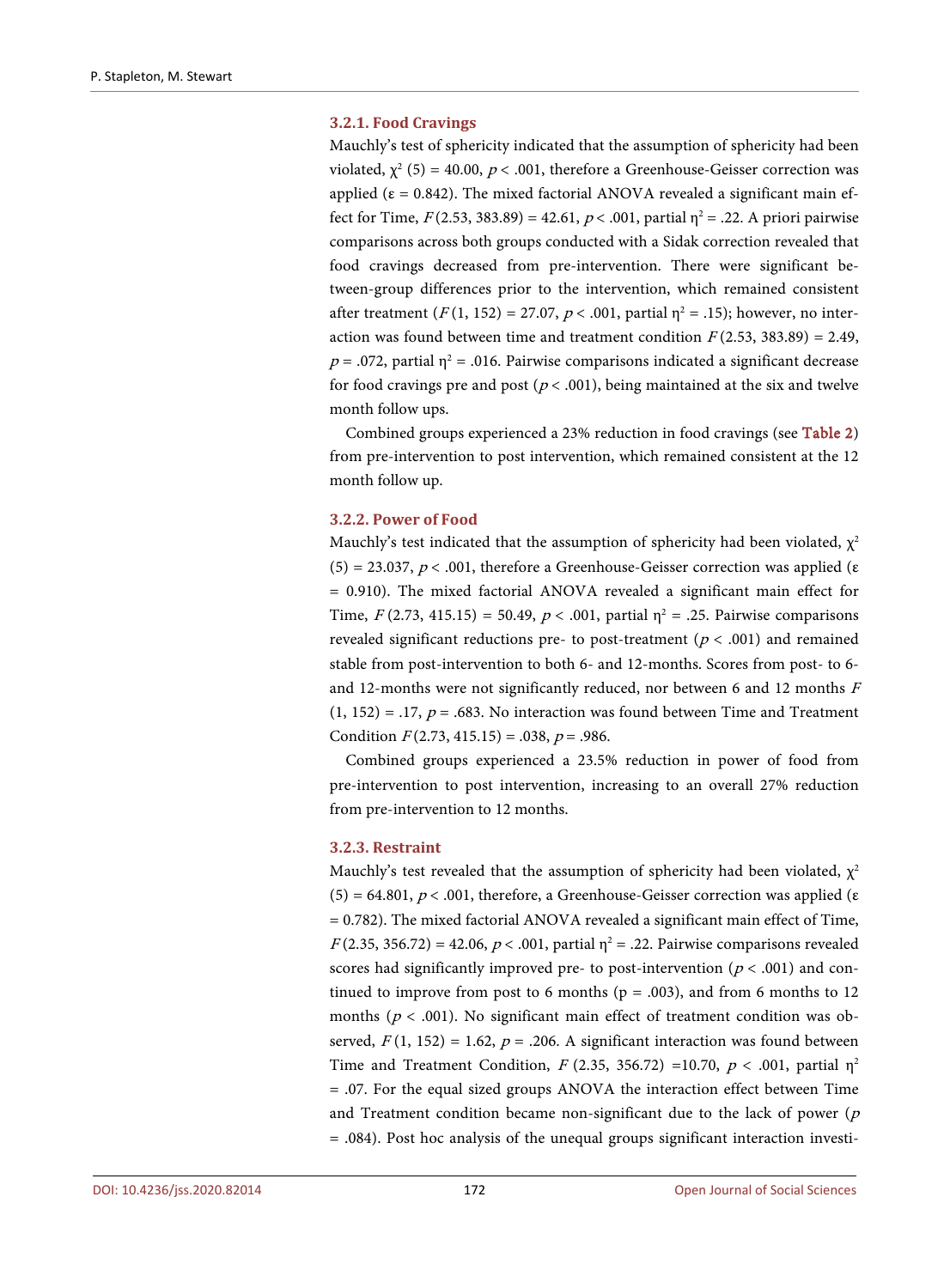#### 3.2.1. Food Cravings

Mauchly's test of sphericity indicated that the assumption of sphericity had been violated, $\chi^2$ (5) = 40.00, $p < .001$, therefore a Greenhouse-Geisser correction was applied ($\varepsilon$ = 0.842). The mixed factorial ANOVA revealed a significant main effect for Time, $F(2.53, 383.89) = 42.61$, $p < .001$, partial $\eta^2 = .22$. A priori pairwise comparisons across both groups conducted with a Sidak correction revealed that food cravings decreased from pre-intervention. There were significant between-group differences prior to the intervention, which remained consistent after treatment ($F(1, 152) = 27.07$, $p < .001$, partial $\eta^2 = .15$); however, no interaction was found between time and treatment condition $F(2.53, 383.89) = 2.49$, $p = .072$, partial $\eta^2 = .016$. Pairwise comparisons indicated a significant decrease for food cravings pre and post ($p < .001$), being maintained at the six and twelve month follow ups.

Combined groups experienced a 23% reduction in food cravings (see Table 2) from pre-intervention to post intervention, which remained consistent at the 12 month follow up.

#### 3.2.2. Power of Food

Mauchly's test indicated that the assumption of sphericity had been violated, $\chi^2$ (5) = 23.037, $p < .001$, therefore a Greenhouse-Geisser correction was applied ($\varepsilon$ = 0.910). The mixed factorial ANOVA revealed a significant main effect for Time, $F(2.73, 415.15) = 50.49$, $p < .001$, partial $\eta^2 = .25$. Pairwise comparisons revealed significant reductions pre- to post-treatment ($p < .001$) and remained stable from post-intervention to both 6- and 12-months. Scores from post- to 6- and 12-months were not significantly reduced, nor between 6 and 12 months $F(1, 152) = .17$, $p = .683$. No interaction was found between Time and Treatment Condition $F(2.73, 415.15) = .038$, $p = .986$.

Combined groups experienced a 23.5% reduction in power of food from pre-intervention to post intervention, increasing to an overall 27% reduction from pre-intervention to 12 months.

#### 3.2.3. Restraint

Mauchly's test revealed that the assumption of sphericity had been violated, $\chi^2$ (5) = 64.801, $p < .001$, therefore, a Greenhouse-Geisser correction was applied ($\varepsilon$ = 0.782). The mixed factorial ANOVA revealed a significant main effect of Time, $F(2.35, 356.72) = 42.06$, $p < .001$, partial $\eta^2 = .22$. Pairwise comparisons revealed scores had significantly improved pre- to post-intervention ($p < .001$) and continued to improve from post to 6 months ($p = .003$), and from 6 months to 12 months ($p < .001$). No significant main effect of treatment condition was observed, $F(1, 152) = 1.62$, $p = .206$. A significant interaction was found between Time and Treatment Condition, $F(2.35, 356.72) = 10.70$, $p < .001$, partial $\eta^2 = .07$. For the equal sized groups ANOVA the interaction effect between Time and Treatment condition became non-significant due to the lack of power ($p = .084$). Post hoc analysis of the unequal groups significant interaction investi-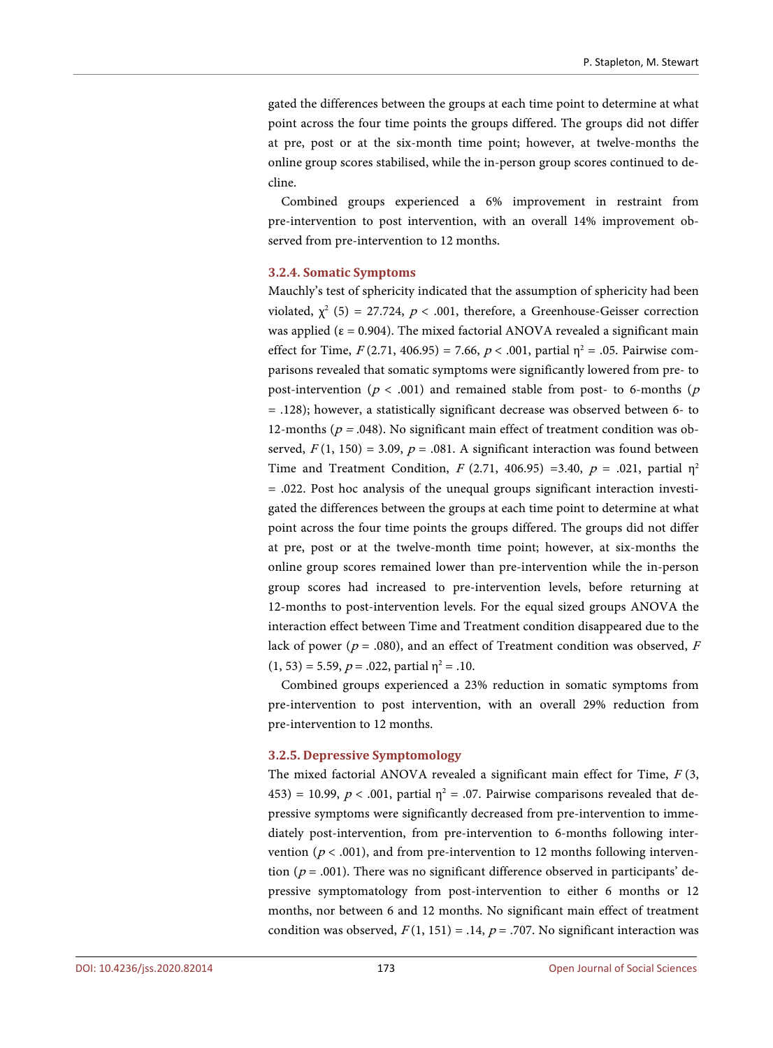gated the differences between the groups at each time point to determine at what point across the four time points the groups differed. The groups did not differ at pre, post or at the six-month time point; however, at twelve-months the online group scores stabilised, while the in-person group scores continued to decline.

Combined groups experienced a 6% improvement in restraint from pre-intervention to post intervention, with an overall 14% improvement observed from pre-intervention to 12 months.

#### 3.2.4. Somatic Symptoms

Mauchly's test of sphericity indicated that the assumption of sphericity had been violated, $\chi^2$ (5) = 27.724, $p < .001$, therefore, a Greenhouse-Geisser correction was applied ($\varepsilon = 0.904$). The mixed factorial ANOVA revealed a significant main effect for Time, $F(2.71, 406.95) = 7.66$, $p < .001$, partial $\eta^2 = .05$. Pairwise comparisons revealed that somatic symptoms were significantly lowered from pre- to post-intervention ($p < .001$) and remained stable from post- to 6-months ($p = .128$); however, a statistically significant decrease was observed between 6- to 12-months ($p = .048$). No significant main effect of treatment condition was observed, $F(1, 150) = 3.09$, $p = .081$. A significant interaction was found between Time and Treatment Condition, $F(2.71, 406.95) = 3.40$, $p = .021$, partial $\eta^2 = .022$. Post hoc analysis of the unequal groups significant interaction investigated the differences between the groups at each time point to determine at what point across the four time points the groups differed. The groups did not differ at pre, post or at the twelve-month time point; however, at six-months the online group scores remained lower than pre-intervention while the in-person group scores had increased to pre-intervention levels, before returning at 12-months to post-intervention levels. For the equal sized groups ANOVA the interaction effect between Time and Treatment condition disappeared due to the lack of power ($p = .080$), and an effect of Treatment condition was observed, $F(1, 53) = 5.59$, $p = .022$, partial $\eta^2 = .10$.

Combined groups experienced a 23% reduction in somatic symptoms from pre-intervention to post intervention, with an overall 29% reduction from pre-intervention to 12 months.

#### 3.2.5. Depressive Symptomology

The mixed factorial ANOVA revealed a significant main effect for Time, $F(3, 453) = 10.99$, $p < .001$, partial $\eta^2 = .07$. Pairwise comparisons revealed that depressive symptoms were significantly decreased from pre-intervention to immediately post-intervention, from pre-intervention to 6-months following intervention ($p < .001$), and from pre-intervention to 12 months following intervention ($p = .001$). There was no significant difference observed in participants' depressive symptomatology from post-intervention to either 6 months or 12 months, nor between 6 and 12 months. No significant main effect of treatment condition was observed, $F(1, 151) = .14$, $p = .707$. No significant interaction was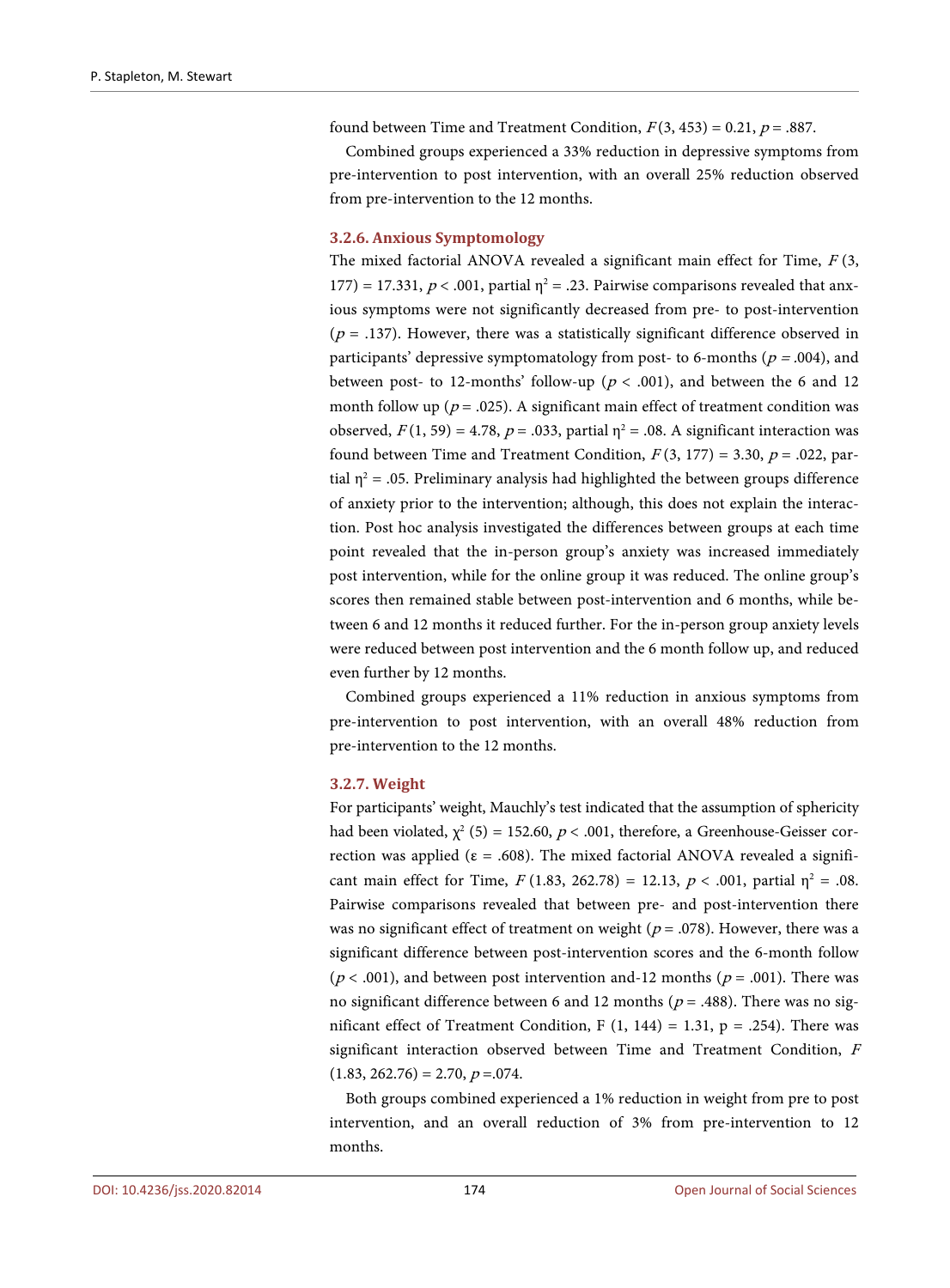found between Time and Treatment Condition, $F(3, 453) = 0.21$, $p = .887$.

Combined groups experienced a 33% reduction in depressive symptoms from pre-intervention to post intervention, with an overall 25% reduction observed from pre-intervention to the 12 months.

#### 3.2.6. Anxious Symptomology

The mixed factorial ANOVA revealed a significant main effect for Time, $F(3, 177) = 17.331$, $p < .001$, partial $\eta^2 = .23$. Pairwise comparisons revealed that anxious symptoms were not significantly decreased from pre- to post-intervention ($p = .137$). However, there was a statistically significant difference observed in participants' depressive symptomatology from post- to 6-months ($p = .004$), and between post- to 12-months' follow-up ($p < .001$), and between the 6 and 12 month follow up ($p = .025$). A significant main effect of treatment condition was observed, $F(1, 59) = 4.78$, $p = .033$, partial $\eta^2 = .08$. A significant interaction was found between Time and Treatment Condition, $F(3, 177) = 3.30$, $p = .022$, partial $\eta^2 = .05$. Preliminary analysis had highlighted the between groups difference of anxiety prior to the intervention; although, this does not explain the interaction. Post hoc analysis investigated the differences between groups at each time point revealed that the in-person group's anxiety was increased immediately post intervention, while for the online group it was reduced. The online group's scores then remained stable between post-intervention and 6 months, while between 6 and 12 months it reduced further. For the in-person group anxiety levels were reduced between post intervention and the 6 month follow up, and reduced even further by 12 months.

Combined groups experienced a 11% reduction in anxious symptoms from pre-intervention to post intervention, with an overall 48% reduction from pre-intervention to the 12 months.

#### 3.2.7. Weight

For participants' weight, Mauchly's test indicated that the assumption of sphericity had been violated, $\chi^2(5) = 152.60$, $p < .001$, therefore, a Greenhouse-Geisser correction was applied ($\varepsilon = .608$). The mixed factorial ANOVA revealed a significant main effect for Time, $F(1.83, 262.78) = 12.13$, $p < .001$, partial $\eta^2 = .08$. Pairwise comparisons revealed that between pre- and post-intervention there was no significant effect of treatment on weight ($p = .078$). However, there was a significant difference between post-intervention scores and the 6-month follow ($p < .001$), and between post intervention and-12 months ($p = .001$). There was no significant difference between 6 and 12 months ($p = .488$). There was no significant effect of Treatment Condition, $F(1, 144) = 1.31$, $p = .254$). There was significant interaction observed between Time and Treatment Condition, $F(1.83, 262.76) = 2.70$, $p = .074$.

Both groups combined experienced a 1% reduction in weight from pre to post intervention, and an overall reduction of 3% from pre-intervention to 12 months.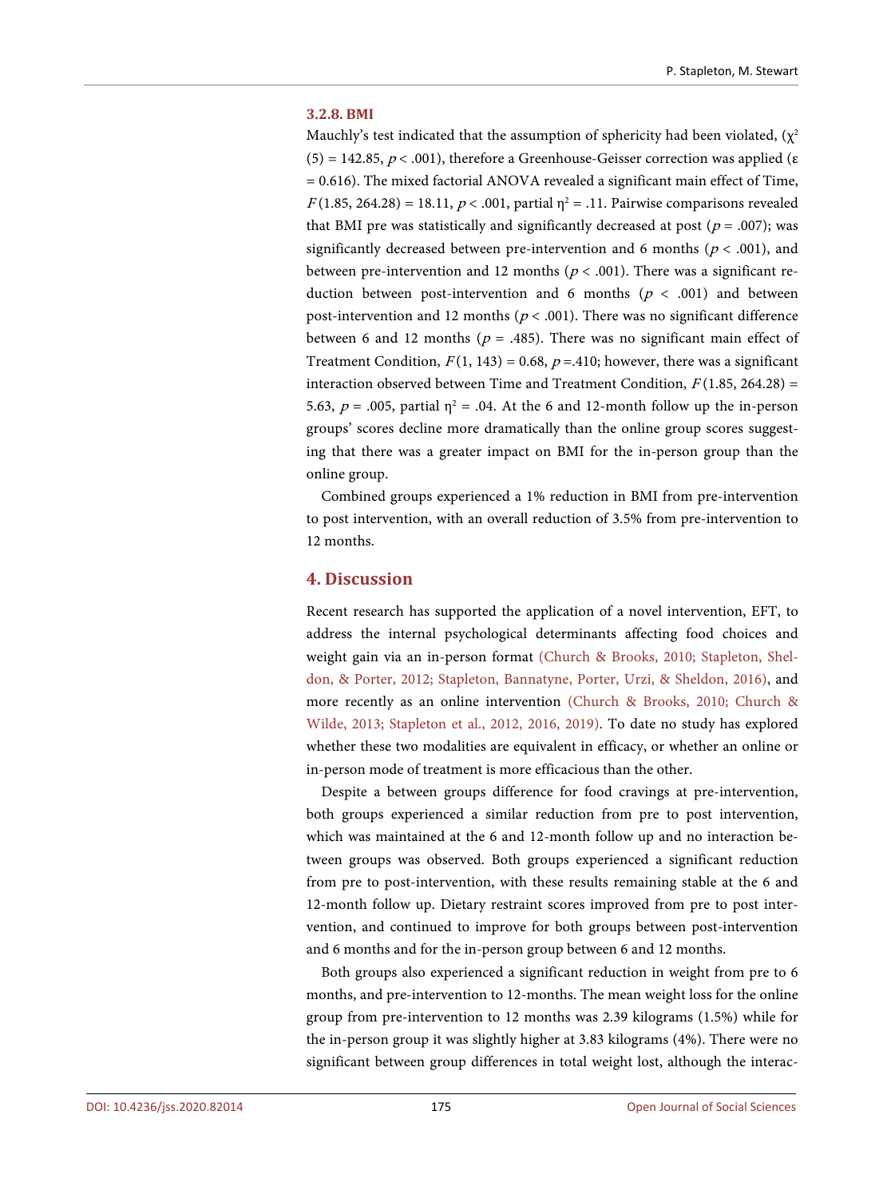### 3.2.8. BMI

Mauchly's test indicated that the assumption of sphericity had been violated, ($\chi^2$ (5) = 142.85, $p < .001$), therefore a Greenhouse-Geisser correction was applied ($\varepsilon$ = 0.616). The mixed factorial ANOVA revealed a significant main effect of Time, $F(1.85, 264.28) = 18.11$, $p < .001$, partial $\eta^2 = .11$. Pairwise comparisons revealed that BMI pre was statistically and significantly decreased at post ($p = .007$); was significantly decreased between pre-intervention and 6 months ($p < .001$), and between pre-intervention and 12 months ($p < .001$). There was a significant reduction between post-intervention and 6 months ($p < .001$) and between post-intervention and 12 months ($p < .001$). There was no significant difference between 6 and 12 months ($p = .485$). There was no significant main effect of Treatment Condition, $F(1, 143) = 0.68$, $p = .410$; however, there was a significant interaction observed between Time and Treatment Condition, $F(1.85, 264.28) = 5.63$, $p = .005$, partial $\eta^2 = .04$. At the 6 and 12-month follow up the in-person groups' scores decline more dramatically than the online group scores suggesting that there was a greater impact on BMI for the in-person group than the online group.

Combined groups experienced a 1% reduction in BMI from pre-intervention to post intervention, with an overall reduction of 3.5% from pre-intervention to 12 months.

## 4. Discussion

Recent research has supported the application of a novel intervention, EFT, to address the internal psychological determinants affecting food choices and weight gain via an in-person format (Church & Brooks, 2010; Stapleton, Sheldon, & Porter, 2012; Stapleton, Bannatyne, Porter, Urzi, & Sheldon, 2016), and more recently as an online intervention (Church & Brooks, 2010; Church & Wilde, 2013; Stapleton et al., 2012, 2016, 2019). To date no study has explored whether these two modalities are equivalent in efficacy, or whether an online or in-person mode of treatment is more efficacious than the other.

Despite a between groups difference for food cravings at pre-intervention, both groups experienced a similar reduction from pre to post intervention, which was maintained at the 6 and 12-month follow up and no interaction between groups was observed. Both groups experienced a significant reduction from pre to post-intervention, with these results remaining stable at the 6 and 12-month follow up. Dietary restraint scores improved from pre to post intervention, and continued to improve for both groups between post-intervention and 6 months and for the in-person group between 6 and 12 months.

Both groups also experienced a significant reduction in weight from pre to 6 months, and pre-intervention to 12-months. The mean weight loss for the online group from pre-intervention to 12 months was 2.39 kilograms (1.5%) while for the in-person group it was slightly higher at 3.83 kilograms (4%). There were no significant between group differences in total weight lost, although the interac-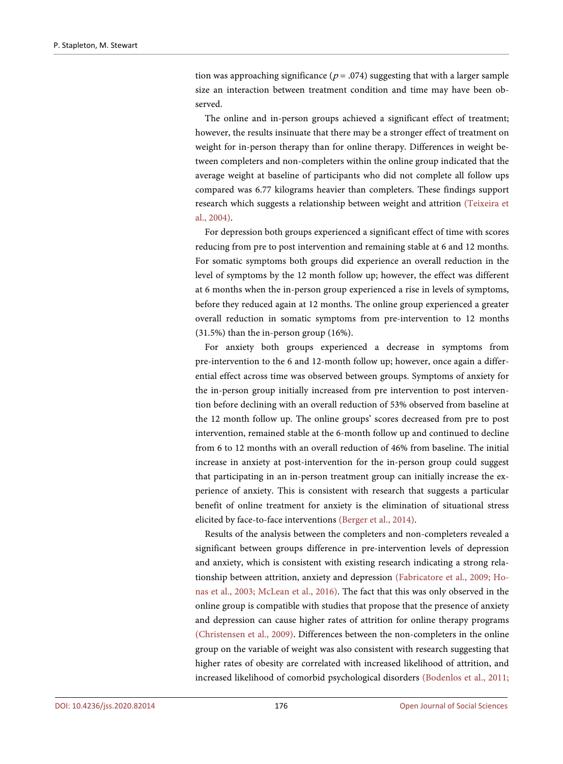tion was approaching significance ($p = .074$) suggesting that with a larger sample size an interaction between treatment condition and time may have been observed.

The online and in-person groups achieved a significant effect of treatment; however, the results insinuate that there may be a stronger effect of treatment on weight for in-person therapy than for online therapy. Differences in weight between completers and non-completers within the online group indicated that the average weight at baseline of participants who did not complete all follow ups compared was 6.77 kilograms heavier than completers. These findings support research which suggests a relationship between weight and attrition (Teixeira et al., 2004).

For depression both groups experienced a significant effect of time with scores reducing from pre to post intervention and remaining stable at 6 and 12 months. For somatic symptoms both groups did experience an overall reduction in the level of symptoms by the 12 month follow up; however, the effect was different at 6 months when the in-person group experienced a rise in levels of symptoms, before they reduced again at 12 months. The online group experienced a greater overall reduction in somatic symptoms from pre-intervention to 12 months (31.5%) than the in-person group (16%).

For anxiety both groups experienced a decrease in symptoms from pre-intervention to the 6 and 12-month follow up; however, once again a differential effect across time was observed between groups. Symptoms of anxiety for the in-person group initially increased from pre intervention to post intervention before declining with an overall reduction of 53% observed from baseline at the 12 month follow up. The online groups' scores decreased from pre to post intervention, remained stable at the 6-month follow up and continued to decline from 6 to 12 months with an overall reduction of 46% from baseline. The initial increase in anxiety at post-intervention for the in-person group could suggest that participating in an in-person treatment group can initially increase the experience of anxiety. This is consistent with research that suggests a particular benefit of online treatment for anxiety is the elimination of situational stress elicited by face-to-face interventions (Berger et al., 2014).

Results of the analysis between the completers and non-completers revealed a significant between groups difference in pre-intervention levels of depression and anxiety, which is consistent with existing research indicating a strong relationship between attrition, anxiety and depression (Fabricatore et al., 2009; Honas et al., 2003; McLean et al., 2016). The fact that this was only observed in the online group is compatible with studies that propose that the presence of anxiety and depression can cause higher rates of attrition for online therapy programs (Christensen et al., 2009). Differences between the non-completers in the online group on the variable of weight was also consistent with research suggesting that higher rates of obesity are correlated with increased likelihood of attrition, and increased likelihood of comorbid psychological disorders (Bodenlos et al., 2011;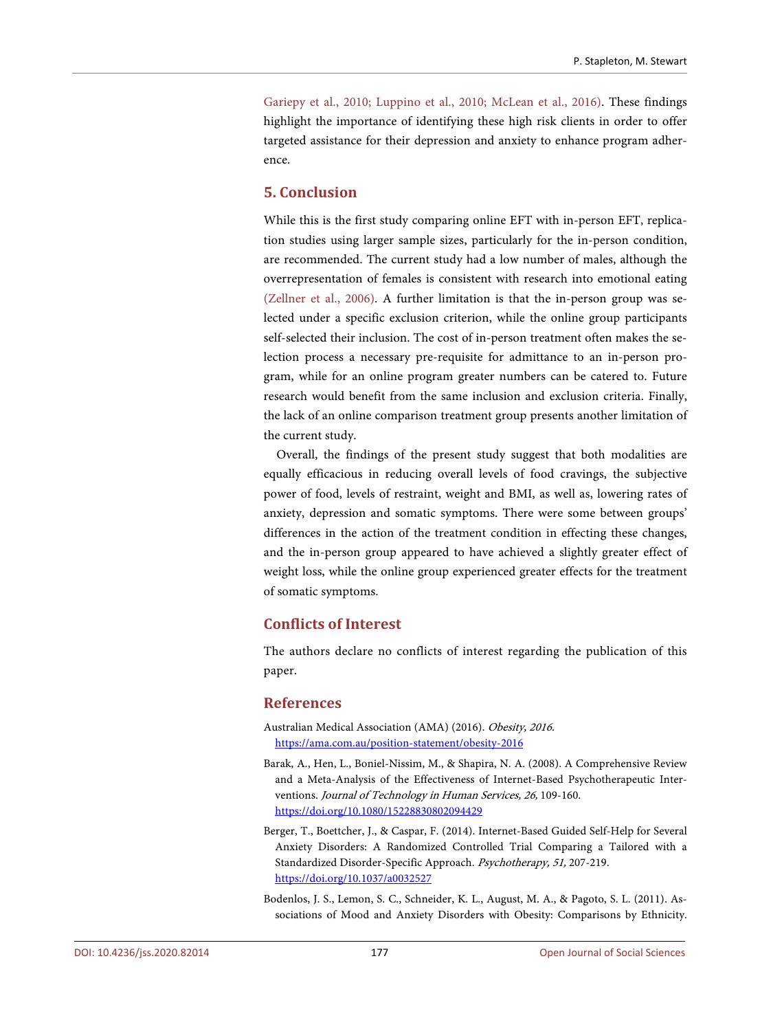Gariepy et al., 2010; Luppino et al., 2010; McLean et al., 2016). These findings highlight the importance of identifying these high risk clients in order to offer targeted assistance for their depression and anxiety to enhance program adherence.

## 5. Conclusion

While this is the first study comparing online EFT with in-person EFT, replication studies using larger sample sizes, particularly for the in-person condition, are recommended. The current study had a low number of males, although the overrepresentation of females is consistent with research into emotional eating (Zellner et al., 2006). A further limitation is that the in-person group was selected under a specific exclusion criterion, while the online group participants self-selected their inclusion. The cost of in-person treatment often makes the selection process a necessary pre-requisite for admittance to an in-person program, while for an online program greater numbers can be catered to. Future research would benefit from the same inclusion and exclusion criteria. Finally, the lack of an online comparison treatment group presents another limitation of the current study.

Overall, the findings of the present study suggest that both modalities are equally efficacious in reducing overall levels of food cravings, the subjective power of food, levels of restraint, weight and BMI, as well as, lowering rates of anxiety, depression and somatic symptoms. There were some between groups' differences in the action of the treatment condition in effecting these changes, and the in-person group appeared to have achieved a slightly greater effect of weight loss, while the online group experienced greater effects for the treatment of somatic symptoms.

## Conflicts of Interest

The authors declare no conflicts of interest regarding the publication of this paper.

## References

Australian Medical Association (AMA) (2016). *Obesity, 2016.* https://ama.com.au/position-statement/obesity-2016

Barak, A., Hen, L., Boniel-Nissim, M., & Shapira, N. A. (2008). A Comprehensive Review and a Meta-Analysis of the Effectiveness of Internet-Based Psychotherapeutic Interventions. *Journal of Technology in Human Services, 26,* 109-160. https://doi.org/10.1080/15228830802094429

Berger, T., Boettcher, J., & Caspar, F. (2014). Internet-Based Guided Self-Help for Several Anxiety Disorders: A Randomized Controlled Trial Comparing a Tailored with a Standardized Disorder-Specific Approach. *Psychotherapy, 51,* 207-219. https://doi.org/10.1037/a0032527

Bodenlos, J. S., Lemon, S. C., Schneider, K. L., August, M. A., & Pagoto, S. L. (2011). Associations of Mood and Anxiety Disorders with Obesity: Comparisons by Ethnicity.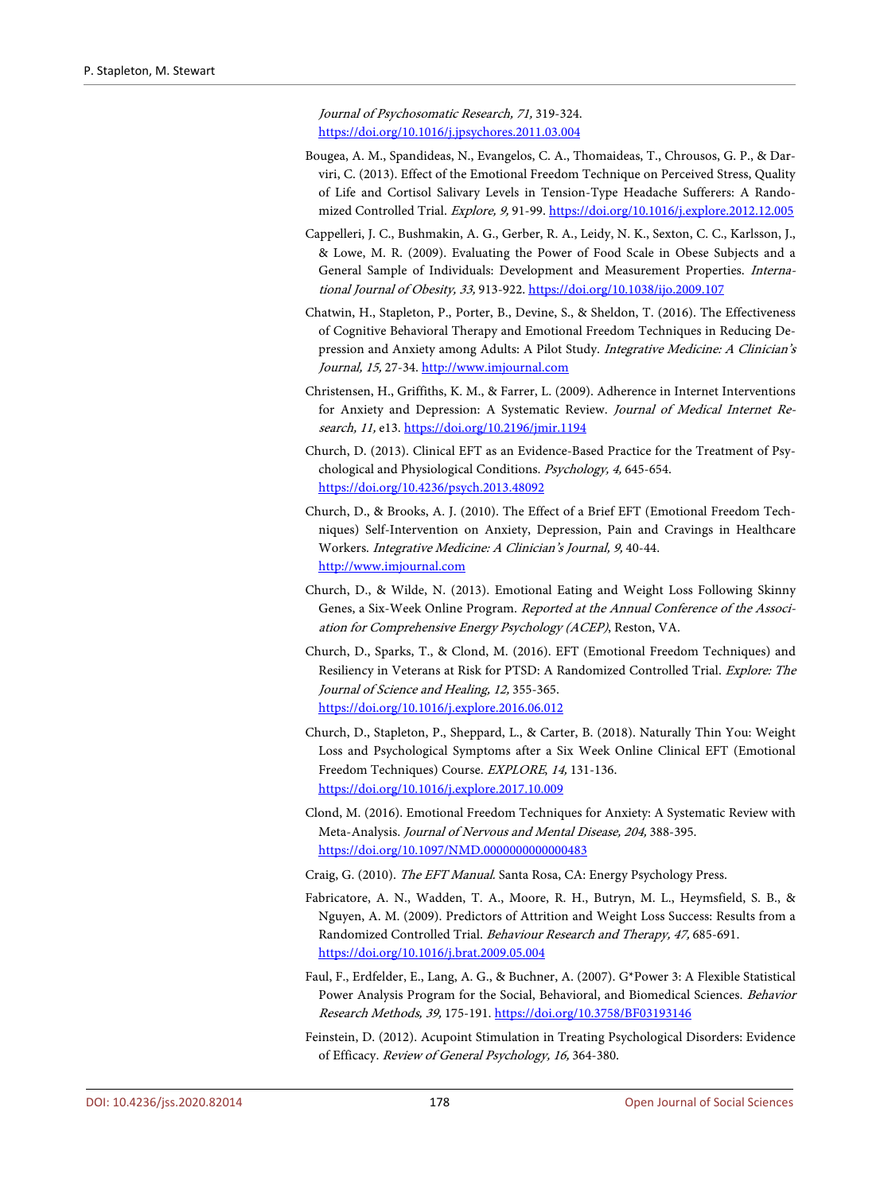*Journal of Psychosomatic Research, 71,* 319-324.
https://doi.org/10.1016/j.jpsychores.2011.03.004

Bougea, A. M., Spandideas, N., Evangelos, C. A., Thomaideas, T., Chrousos, G. P., & Darviri, C. (2013). Effect of the Emotional Freedom Technique on Perceived Stress, Quality of Life and Cortisol Salivary Levels in Tension-Type Headache Sufferers: A Randomized Controlled Trial. *Explore, 9,* 91-99. https://doi.org/10.1016/j.explore.2012.12.005

Cappelleri, J. C., Bushmakin, A. G., Gerber, R. A., Leidy, N. K., Sexton, C. C., Karlsson, J., & Lowe, M. R. (2009). Evaluating the Power of Food Scale in Obese Subjects and a General Sample of Individuals: Development and Measurement Properties. *International Journal of Obesity, 33,* 913-922. https://doi.org/10.1038/ijo.2009.107

Chatwin, H., Stapleton, P., Porter, B., Devine, S., & Sheldon, T. (2016). The Effectiveness of Cognitive Behavioral Therapy and Emotional Freedom Techniques in Reducing Depression and Anxiety among Adults: A Pilot Study. *Integrative Medicine: A Clinician's Journal, 15,* 27-34. http://www.imjournal.com

Christensen, H., Griffiths, K. M., & Farrer, L. (2009). Adherence in Internet Interventions for Anxiety and Depression: A Systematic Review. *Journal of Medical Internet Research, 11,* e13. https://doi.org/10.2196/jmir.1194

Church, D. (2013). Clinical EFT as an Evidence-Based Practice for the Treatment of Psychological and Physiological Conditions. *Psychology, 4,* 645-654.
https://doi.org/10.4236/psych.2013.48092

Church, D., & Brooks, A. J. (2010). The Effect of a Brief EFT (Emotional Freedom Techniques) Self-Intervention on Anxiety, Depression, Pain and Cravings in Healthcare Workers. *Integrative Medicine: A Clinician's Journal, 9,* 40-44.
http://www.imjournal.com

Church, D., & Wilde, N. (2013). Emotional Eating and Weight Loss Following Skinny Genes, a Six-Week Online Program. *Reported at the Annual Conference of the Association for Comprehensive Energy Psychology (ACEP)*, Reston, VA.

Church, D., Sparks, T., & Clond, M. (2016). EFT (Emotional Freedom Techniques) and Resiliency in Veterans at Risk for PTSD: A Randomized Controlled Trial. *Explore: The Journal of Science and Healing, 12,* 355-365.
https://doi.org/10.1016/j.explore.2016.06.012

Church, D., Stapleton, P., Sheppard, L., & Carter, B. (2018). Naturally Thin You: Weight Loss and Psychological Symptoms after a Six Week Online Clinical EFT (Emotional Freedom Techniques) Course. *EXPLORE*, *14,* 131-136.
https://doi.org/10.1016/j.explore.2017.10.009

Clond, M. (2016). Emotional Freedom Techniques for Anxiety: A Systematic Review with Meta-Analysis. *Journal of Nervous and Mental Disease, 204,* 388-395.
https://doi.org/10.1097/NMD.0000000000000483

Craig, G. (2010). *The EFT Manual.* Santa Rosa, CA: Energy Psychology Press.

Fabricatore, A. N., Wadden, T. A., Moore, R. H., Butryn, M. L., Heymsfield, S. B., & Nguyen, A. M. (2009). Predictors of Attrition and Weight Loss Success: Results from a Randomized Controlled Trial. *Behaviour Research and Therapy, 47,* 685-691.
https://doi.org/10.1016/j.brat.2009.05.004

Faul, F., Erdfelder, E., Lang, A. G., & Buchner, A. (2007). G*Power 3: A Flexible Statistical Power Analysis Program for the Social, Behavioral, and Biomedical Sciences. *Behavior Research Methods, 39,* 175-191. https://doi.org/10.3758/BF03193146

Feinstein, D. (2012). Acupoint Stimulation in Treating Psychological Disorders: Evidence of Efficacy. *Review of General Psychology, 16,* 364-380.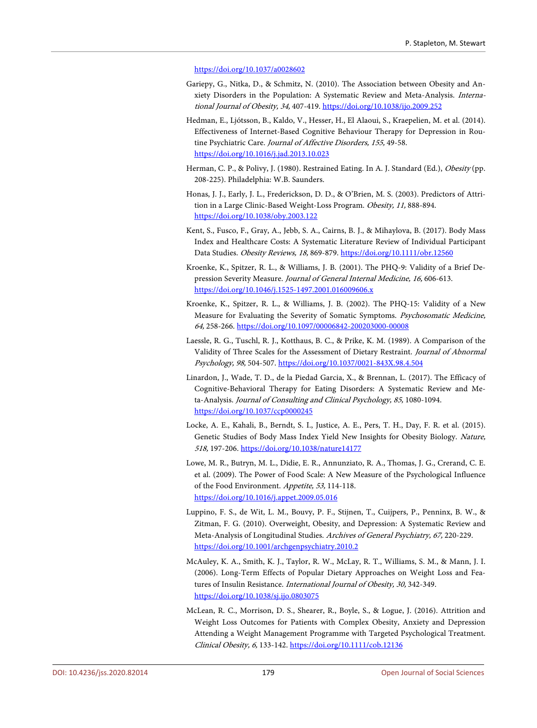https://doi.org/10.1037/a0028602

Gariepy, G., Nitka, D., & Schmitz, N. (2010). The Association between Obesity and Anxiety Disorders in the Population: A Systematic Review and Meta-Analysis. *International Journal of Obesity, 34,* 407-419. https://doi.org/10.1038/ijo.2009.252

Hedman, E., Ljótsson, B., Kaldo, V., Hesser, H., El Alaoui, S., Kraepelien, M. et al. (2014). Effectiveness of Internet-Based Cognitive Behaviour Therapy for Depression in Routine Psychiatric Care. *Journal of Affective Disorders, 155,* 49-58. https://doi.org/10.1016/j.jad.2013.10.023

Herman, C. P., & Polivy, J. (1980). Restrained Eating. In A. J. Standard (Ed.), *Obesity* (pp. 208-225). Philadelphia: W.B. Saunders.

Honas, J. J., Early, J. L., Frederickson, D. D., & O'Brien, M. S. (2003). Predictors of Attrition in a Large Clinic-Based Weight-Loss Program. *Obesity, 11,* 888-894. https://doi.org/10.1038/oby.2003.122

Kent, S., Fusco, F., Gray, A., Jebb, S. A., Cairns, B. J., & Mihaylova, B. (2017). Body Mass Index and Healthcare Costs: A Systematic Literature Review of Individual Participant Data Studies. *Obesity Reviews, 18,* 869-879. https://doi.org/10.1111/obr.12560

Kroenke, K., Spitzer, R. L., & Williams, J. B. (2001). The PHQ-9: Validity of a Brief Depression Severity Measure. *Journal of General Internal Medicine, 16,* 606-613. https://doi.org/10.1046/j.1525-1497.2001.016009606.x

Kroenke, K., Spitzer, R. L., & Williams, J. B. (2002). The PHQ-15: Validity of a New Measure for Evaluating the Severity of Somatic Symptoms. *Psychosomatic Medicine, 64,* 258-266. https://doi.org/10.1097/00006842-200203000-00008

Laessle, R. G., Tuschl, R. J., Kotthaus, B. C., & Prike, K. M. (1989). A Comparison of the Validity of Three Scales for the Assessment of Dietary Restraint. *Journal of Abnormal Psychology, 98,* 504-507. https://doi.org/10.1037/0021-843X.98.4.504

Linardon, J., Wade, T. D., de la Piedad Garcia, X., & Brennan, L. (2017). The Efficacy of Cognitive-Behavioral Therapy for Eating Disorders: A Systematic Review and Meta-Analysis. *Journal of Consulting and Clinical Psychology, 85,* 1080-1094. https://doi.org/10.1037/ccp0000245

Locke, A. E., Kahali, B., Berndt, S. I., Justice, A. E., Pers, T. H., Day, F. R. et al. (2015). Genetic Studies of Body Mass Index Yield New Insights for Obesity Biology. *Nature, 518,* 197-206. https://doi.org/10.1038/nature14177

Lowe, M. R., Butryn, M. L., Didie, E. R., Annunziato, R. A., Thomas, J. G., Crerand, C. E. et al. (2009). The Power of Food Scale: A New Measure of the Psychological Influence of the Food Environment. *Appetite, 53,* 114-118. https://doi.org/10.1016/j.appet.2009.05.016

Luppino, F. S., de Wit, L. M., Bouvy, P. F., Stijnen, T., Cuijpers, P., Penninx, B. W., & Zitman, F. G. (2010). Overweight, Obesity, and Depression: A Systematic Review and Meta-Analysis of Longitudinal Studies. *Archives of General Psychiatry, 67,* 220-229. https://doi.org/10.1001/archgenpsychiatry.2010.2

McAuley, K. A., Smith, K. J., Taylor, R. W., McLay, R. T., Williams, S. M., & Mann, J. I. (2006). Long-Term Effects of Popular Dietary Approaches on Weight Loss and Features of Insulin Resistance. *International Journal of Obesity, 30,* 342-349. https://doi.org/10.1038/sj.ijo.0803075

McLean, R. C., Morrison, D. S., Shearer, R., Boyle, S., & Logue, J. (2016). Attrition and Weight Loss Outcomes for Patients with Complex Obesity, Anxiety and Depression Attending a Weight Management Programme with Targeted Psychological Treatment. *Clinical Obesity, 6,* 133-142. https://doi.org/10.1111/cob.12136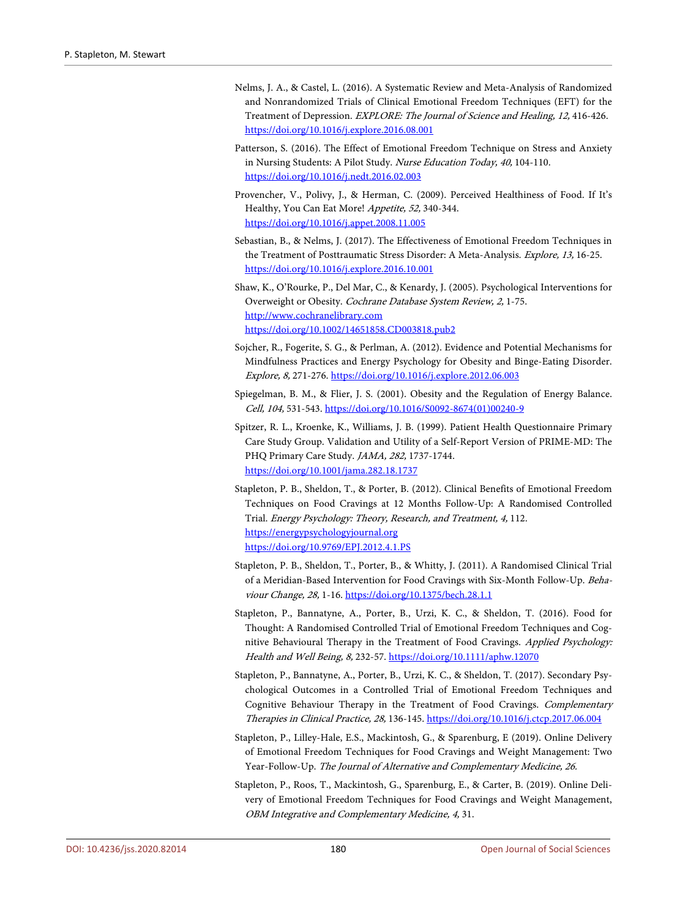Nelms, J. A., & Castel, L. (2016). A Systematic Review and Meta-Analysis of Randomized and Nonrandomized Trials of Clinical Emotional Freedom Techniques (EFT) for the Treatment of Depression. *EXPLORE: The Journal of Science and Healing, 12,* 416-426. https://doi.org/10.1016/j.explore.2016.08.001

Patterson, S. (2016). The Effect of Emotional Freedom Technique on Stress and Anxiety in Nursing Students: A Pilot Study. *Nurse Education Today, 40,* 104-110. https://doi.org/10.1016/j.nedt.2016.02.003

Provencher, V., Polivy, J., & Herman, C. (2009). Perceived Healthiness of Food. If It's Healthy, You Can Eat More! *Appetite, 52,* 340-344. https://doi.org/10.1016/j.appet.2008.11.005

Sebastian, B., & Nelms, J. (2017). The Effectiveness of Emotional Freedom Techniques in the Treatment of Posttraumatic Stress Disorder: A Meta-Analysis. *Explore, 13,* 16-25. https://doi.org/10.1016/j.explore.2016.10.001

Shaw, K., O'Rourke, P., Del Mar, C., & Kenardy, J. (2005). Psychological Interventions for Overweight or Obesity. *Cochrane Database System Review, 2,* 1-75. http://www.cochranelibrary.com https://doi.org/10.1002/14651858.CD003818.pub2

Sojcher, R., Fogerite, S. G., & Perlman, A. (2012). Evidence and Potential Mechanisms for Mindfulness Practices and Energy Psychology for Obesity and Binge-Eating Disorder. *Explore, 8,* 271-276. https://doi.org/10.1016/j.explore.2012.06.003

Spiegelman, B. M., & Flier, J. S. (2001). Obesity and the Regulation of Energy Balance. *Cell, 104,* 531-543. https://doi.org/10.1016/S0092-8674(01)00240-9

Spitzer, R. L., Kroenke, K., Williams, J. B. (1999). Patient Health Questionnaire Primary Care Study Group. Validation and Utility of a Self-Report Version of PRIME-MD: The PHQ Primary Care Study. *JAMA, 282,* 1737-1744. https://doi.org/10.1001/jama.282.18.1737

Stapleton, P. B., Sheldon, T., & Porter, B. (2012). Clinical Benefits of Emotional Freedom Techniques on Food Cravings at 12 Months Follow-Up: A Randomised Controlled Trial. *Energy Psychology: Theory, Research, and Treatment, 4,* 112. https://energypsychologyjournal.org https://doi.org/10.9769/EPJ.2012.4.1.PS

Stapleton, P. B., Sheldon, T., Porter, B., & Whitty, J. (2011). A Randomised Clinical Trial of a Meridian-Based Intervention for Food Cravings with Six-Month Follow-Up. *Behaviour Change, 28,* 1-16. https://doi.org/10.1375/bech.28.1.1

Stapleton, P., Bannatyne, A., Porter, B., Urzi, K. C., & Sheldon, T. (2016). Food for Thought: A Randomised Controlled Trial of Emotional Freedom Techniques and Cognitive Behavioural Therapy in the Treatment of Food Cravings. *Applied Psychology: Health and Well Being, 8,* 232-57. https://doi.org/10.1111/aphw.12070

Stapleton, P., Bannatyne, A., Porter, B., Urzi, K. C., & Sheldon, T. (2017). Secondary Psychological Outcomes in a Controlled Trial of Emotional Freedom Techniques and Cognitive Behaviour Therapy in the Treatment of Food Cravings. *Complementary Therapies in Clinical Practice, 28,* 136-145. https://doi.org/10.1016/j.ctcp.2017.06.004

Stapleton, P., Lilley-Hale, E.S., Mackintosh, G., & Sparenburg, E (2019). Online Delivery of Emotional Freedom Techniques for Food Cravings and Weight Management: Two Year-Follow-Up. *The Journal of Alternative and Complementary Medicine, 26.*

Stapleton, P., Roos, T., Mackintosh, G., Sparenburg, E., & Carter, B. (2019). Online Delivery of Emotional Freedom Techniques for Food Cravings and Weight Management, *OBM Integrative and Complementary Medicine, 4,* 31.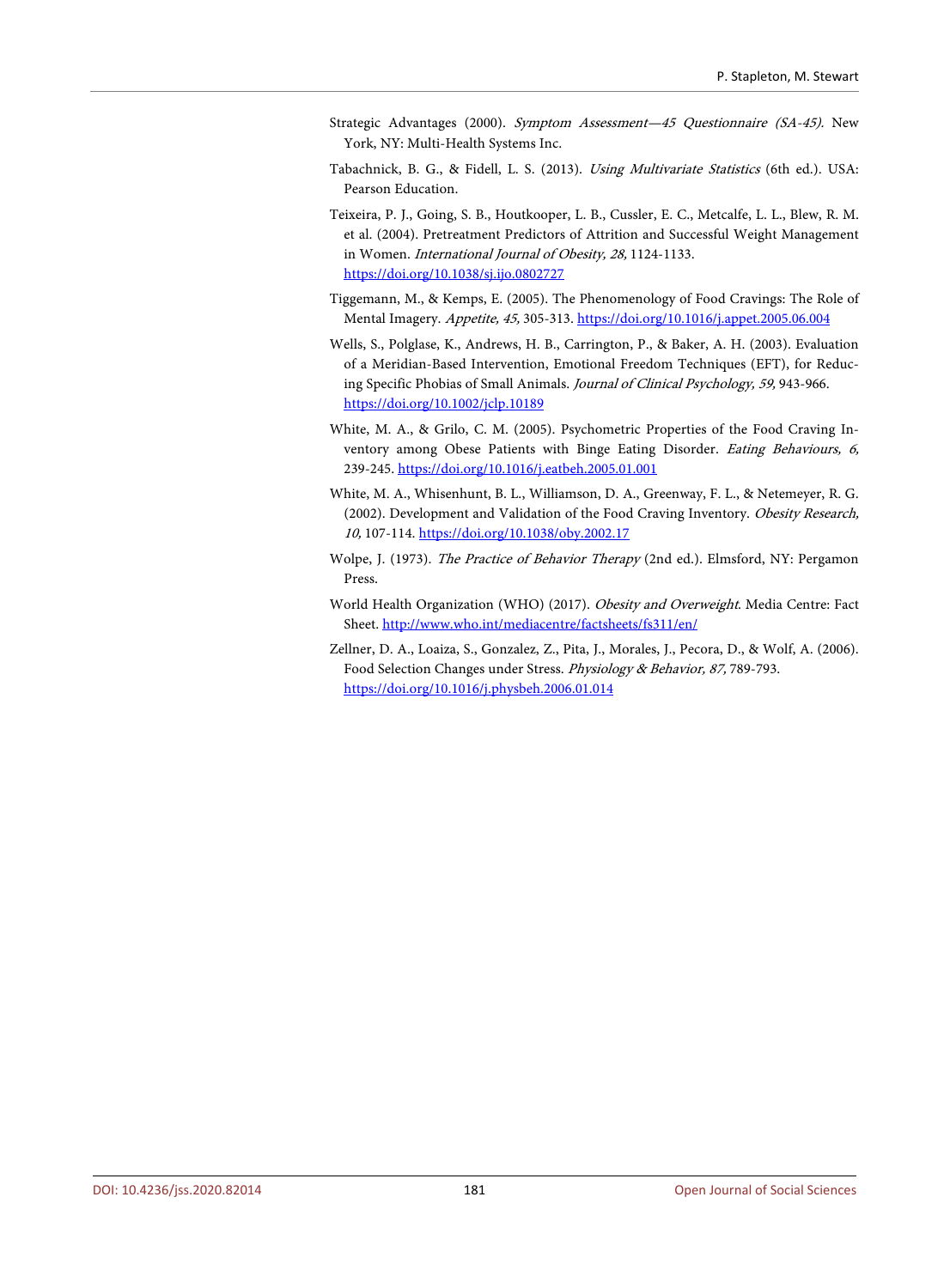Strategic Advantages (2000). *Symptom Assessment—45 Questionnaire (SA-45).* New York, NY: Multi-Health Systems Inc.

Tabachnick, B. G., & Fidell, L. S. (2013). *Using Multivariate Statistics* (6th ed.). USA: Pearson Education.

Teixeira, P. J., Going, S. B., Houtkooper, L. B., Cussler, E. C., Metcalfe, L. L., Blew, R. M. et al. (2004). Pretreatment Predictors of Attrition and Successful Weight Management in Women. *International Journal of Obesity, 28,* 1124-1133. https://doi.org/10.1038/sj.ijo.0802727

Tiggemann, M., & Kemps, E. (2005). The Phenomenology of Food Cravings: The Role of Mental Imagery. *Appetite, 45,* 305-313. https://doi.org/10.1016/j.appet.2005.06.004

Wells, S., Polglase, K., Andrews, H. B., Carrington, P., & Baker, A. H. (2003). Evaluation of a Meridian-Based Intervention, Emotional Freedom Techniques (EFT), for Reducing Specific Phobias of Small Animals. *Journal of Clinical Psychology, 59,* 943-966. https://doi.org/10.1002/jclp.10189

White, M. A., & Grilo, C. M. (2005). Psychometric Properties of the Food Craving Inventory among Obese Patients with Binge Eating Disorder. *Eating Behaviours, 6,* 239-245. https://doi.org/10.1016/j.eatbeh.2005.01.001

White, M. A., Whisenhunt, B. L., Williamson, D. A., Greenway, F. L., & Netemeyer, R. G. (2002). Development and Validation of the Food Craving Inventory. *Obesity Research, 10,* 107-114. https://doi.org/10.1038/oby.2002.17

Wolpe, J. (1973). *The Practice of Behavior Therapy* (2nd ed.). Elmsford, NY: Pergamon Press.

World Health Organization (WHO) (2017). *Obesity and Overweight*. Media Centre: Fact Sheet. http://www.who.int/mediacentre/factsheets/fs311/en/

Zellner, D. A., Loaiza, S., Gonzalez, Z., Pita, J., Morales, J., Pecora, D., & Wolf, A. (2006). Food Selection Changes under Stress. *Physiology & Behavior, 87,* 789-793. https://doi.org/10.1016/j.physbeh.2006.01.014